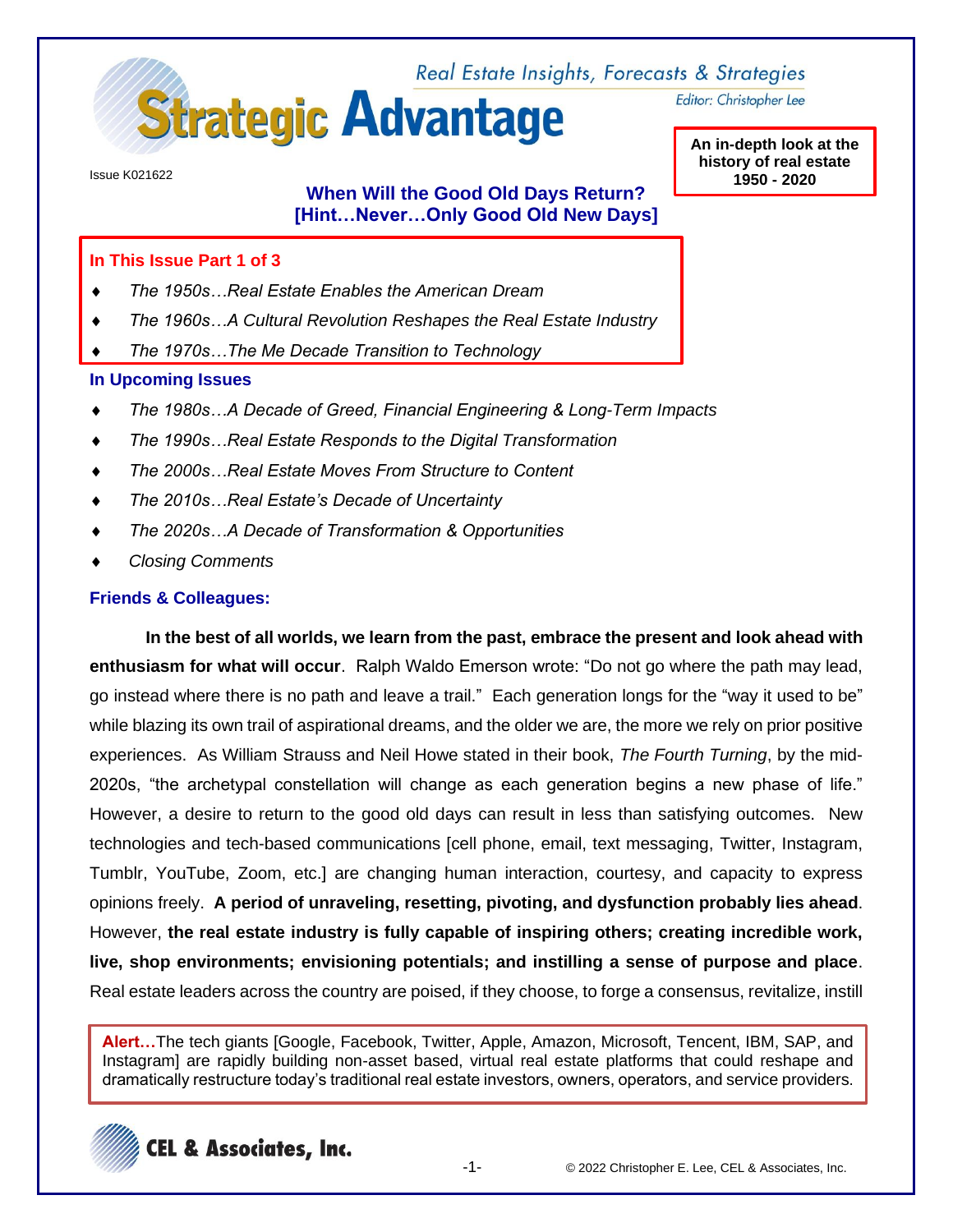# Strategic Advantage

Real Estate Insights, Forecasts & Strategies

Editor: Christopher Lee

Issue K021622

**An in-depth look at the history of real estate 1950 - 2020**

## When Will the Good Old Days Return? [Hint…Never…Only Good Old New Days]

### In This Issue Part 1 of 3

- *The 1950s…Real Estate Enables the American Dream*
- *The 1960s…A Cultural Revolution Reshapes the Real Estate Industry*
- *The 1970s…The Me Decade Transition to Technology*

### In Upcoming Issues

- *The 1980s…A Decade of Greed, Financial Engineering & Long-Term Impacts*
- *The 1990s…Real Estate Responds to the Digital Transformation*
- *The 2000s…Real Estate Moves From Structure to Content*
- *The 2010s…Real Estate's Decade of Uncertainty*
- *The 2020s…A Decade of Transformation & Opportunities*
- *Closing Comments*

### Friends & Colleagues:

**In the best of all worlds, we learn from the past, embrace the present and look ahead with enthusiasm for what will occur**. Ralph Waldo Emerson wrote: "Do not go where the path may lead, go instead where there is no path and leave a trail." Each generation longs for the "way it used to be" while blazing its own trail of aspirational dreams, and the older we are, the more we rely on prior positive experiences. As William Strauss and Neil Howe stated in their book, *The Fourth Turning*, by the mid-2020s, "the archetypal constellation will change as each generation begins a new phase of life." However, a desire to return to the good old days can result in less than satisfying outcomes. New technologies and tech-based communications [cell phone, email, text messaging, Twitter, Instagram, Tumblr, YouTube, Zoom, etc.] are changing human interaction, courtesy, and capacity to express opinions freely. **A period of unraveling, resetting, pivoting, and dysfunction probably lies ahead**. However, **the real estate industry is fully capable of inspiring others; creating incredible work, live, shop environments; envisioning potentials; and instilling a sense of purpose and place**. Real estate leaders across the country are poised, if they choose, to forge a consensus, revitalize, instill

> **Alert…**The tech giants [Google, Facebook, Twitter, Apple, Amazon, Microsoft, Tencent, IBM, SAP, and Instagram] are rapidly building non-asset based, virtual real estate platforms that could reshape and dramatically restructure today's traditional real estate investors, owners, operators, and service providers.

CEL & Associates, Inc.

© 2022 Christopher E. Lee, CEL & Associates, Inc.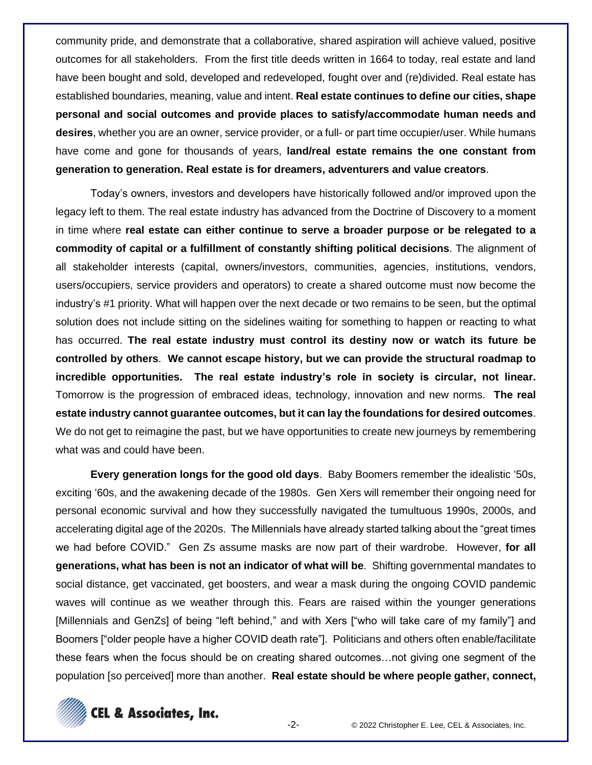community pride, and demonstrate that a collaborative, shared aspiration will achieve valued, positive outcomes for all stakeholders. From the first title deeds written in 1664 to today, real estate and land have been bought and sold, developed and redeveloped, fought over and (re)divided. Real estate has established boundaries, meaning, value and intent. **Real estate continues to define our cities, shape personal and social outcomes and provide places to satisfy/accommodate human needs and desires**, whether you are an owner, service provider, or a full- or part time occupier/user. While humans have come and gone for thousands of years, **land/real estate remains the one constant from generation to generation. Real estate is for dreamers, adventurers and value creators**.

Today's owners, investors and developers have historically followed and/or improved upon the legacy left to them. The real estate industry has advanced from the Doctrine of Discovery to a moment in time where **real estate can either continue to serve a broader purpose or be relegated to a commodity of capital or a fulfillment of constantly shifting political decisions**. The alignment of all stakeholder interests (capital, owners/investors, communities, agencies, institutions, vendors, users/occupiers, service providers and operators) to create a shared outcome must now become the industry's #1 priority. What will happen over the next decade or two remains to be seen, but the optimal solution does not include sitting on the sidelines waiting for something to happen or reacting to what has occurred. **The real estate industry must control its destiny now or watch its future be controlled by others**. **We cannot escape history, but we can provide the structural roadmap to incredible opportunities. The real estate industry's role in society is circular, not linear.** Tomorrow is the progression of embraced ideas, technology, innovation and new norms. **The real estate industry cannot guarantee outcomes, but it can lay the foundations for desired outcomes**. We do not get to reimagine the past, but we have opportunities to create new journeys by remembering what was and could have been.

**Every generation longs for the good old days**. Baby Boomers remember the idealistic '50s, exciting '60s, and the awakening decade of the 1980s. Gen Xers will remember their ongoing need for personal economic survival and how they successfully navigated the tumultuous 1990s, 2000s, and accelerating digital age of the 2020s. The Millennials have already started talking about the "great times we had before COVID." Gen Zs assume masks are now part of their wardrobe. However, **for all generations, what has been is not an indicator of what will be**. Shifting governmental mandates to social distance, get vaccinated, get boosters, and wear a mask during the ongoing COVID pandemic waves will continue as we weather through this. Fears are raised within the younger generations [Millennials and GenZs] of being "left behind," and with Xers ["who will take care of my family"] and Boomers ["older people have a higher COVID death rate"]. Politicians and others often enable/facilitate these fears when the focus should be on creating shared outcomes…not giving one segment of the population [so perceived] more than another. **Real estate should be where people gather, connect,**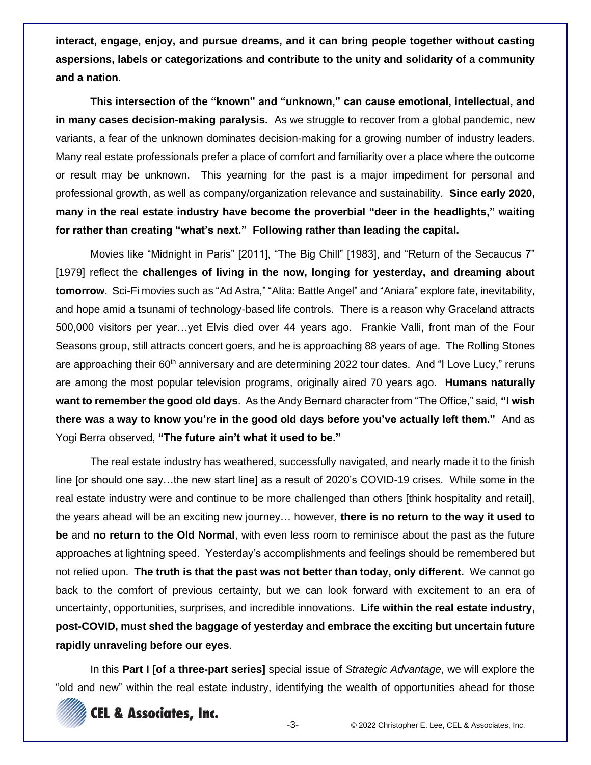**interact, engage, enjoy, and pursue dreams, and it can bring people together without casting aspersions, labels or categorizations and contribute to the unity and solidarity of a community and a nation**.

**This intersection of the "known" and "unknown," can cause emotional, intellectual, and in many cases decision-making paralysis.** As we struggle to recover from a global pandemic, new variants, a fear of the unknown dominates decision-making for a growing number of industry leaders. Many real estate professionals prefer a place of comfort and familiarity over a place where the outcome or result may be unknown. This yearning for the past is a major impediment for personal and professional growth, as well as company/organization relevance and sustainability. **Since early 2020, many in the real estate industry have become the proverbial "deer in the headlights," waiting for rather than creating "what's next." Following rather than leading the capital.**

Movies like "Midnight in Paris" [2011], "The Big Chill" [1983], and "Return of the Secaucus 7" [1979] reflect the **challenges of living in the now, longing for yesterday, and dreaming about tomorrow**. Sci-Fi movies such as "Ad Astra," "Alita: Battle Angel" and "Aniara" explore fate, inevitability, and hope amid a tsunami of technology-based life controls. There is a reason why Graceland attracts 500,000 visitors per year…yet Elvis died over 44 years ago. Frankie Valli, front man of the Four Seasons group, still attracts concert goers, and he is approaching 88 years of age. The Rolling Stones are approaching their 60th anniversary and are determining 2022 tour dates. And "I Love Lucy," reruns are among the most popular television programs, originally aired 70 years ago. **Humans naturally want to remember the good old days**. As the Andy Bernard character from "The Office," said, **"I wish there was a way to know you're in the good old days before you've actually left them."** And as Yogi Berra observed, **"The future ain't what it used to be."**

The real estate industry has weathered, successfully navigated, and nearly made it to the finish line [or should one say…the new start line] as a result of 2020's COVID-19 crises. While some in the real estate industry were and continue to be more challenged than others [think hospitality and retail], the years ahead will be an exciting new journey… however, **there is no return to the way it used to be** and **no return to the Old Normal**, with even less room to reminisce about the past as the future approaches at lightning speed. Yesterday's accomplishments and feelings should be remembered but not relied upon. **The truth is that the past was not better than today, only different.** We cannot go back to the comfort of previous certainty, but we can look forward with excitement to an era of uncertainty, opportunities, surprises, and incredible innovations. **Life within the real estate industry, post-COVID, must shed the baggage of yesterday and embrace the exciting but uncertain future rapidly unraveling before our eyes**.

In this **Part I [of a three-part series]** special issue of *Strategic Advantage*, we will explore the "old and new" within the real estate industry, identifying the wealth of opportunities ahead for those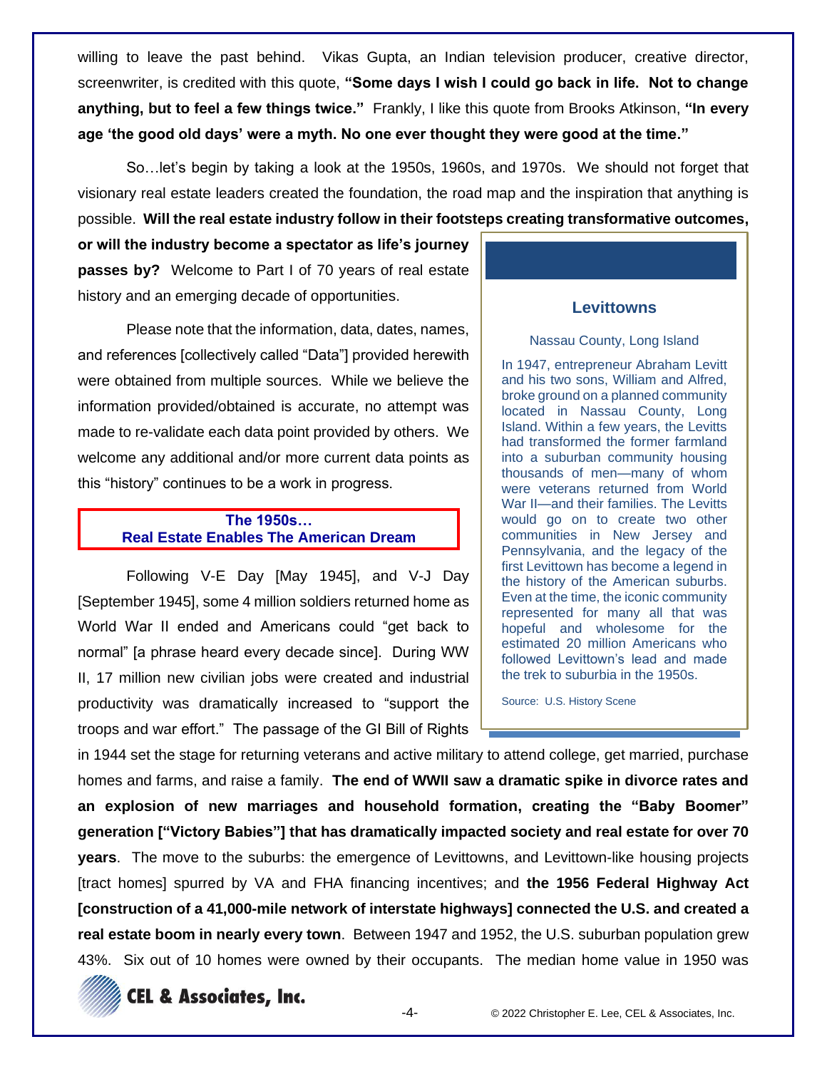willing to leave the past behind. Vikas Gupta, an Indian television producer, creative director, screenwriter, is credited with this quote, **"Some days I wish I could go back in life. Not to change anything, but to feel a few things twice."** Frankly, I like this quote from Brooks Atkinson, **"In every age 'the good old days' were a myth. No one ever thought they were good at the time."**

So…let's begin by taking a look at the 1950s, 1960s, and 1970s. We should not forget that visionary real estate leaders created the foundation, the road map and the inspiration that anything is possible. **Will the real estate industry follow in their footsteps creating transformative outcomes, or will the industry become a spectator as life's journey passes by?** Welcome to Part I of 70 years of real estate history and an emerging decade of opportunities.

Please note that the information, data, dates, names, and references [collectively called "Data"] provided herewith were obtained from multiple sources. While we believe the information provided/obtained is accurate, no attempt was made to re-validate each data point provided by others. We welcome any additional and/or more current data points as this "history" continues to be a work in progress.

## The 1950s… Real Estate Enables The American Dream

Following V-E Day [May 1945], and V-J Day [September 1945], some 4 million soldiers returned home as World War II ended and Americans could "get back to normal" [a phrase heard every decade since]. During WW II, 17 million new civilian jobs were created and industrial productivity was dramatically increased to "support the troops and war effort." The passage of the GI Bill of Rights in 1944 set the stage for returning veterans and active military to attend college, get married, purchase homes and farms, and raise a family. **The end of WWII saw a dramatic spike in divorce rates and an explosion of new marriages and household formation, creating the "Baby Boomer" generation ["Victory Babies"] that has dramatically impacted society and real estate for over 70 years**. The move to the suburbs: the emergence of Levittowns, and Levittown-like housing projects [tract homes] spurred by VA and FHA financing incentives; and **the 1956 Federal Highway Act [construction of a 41,000-mile network of interstate highways] connected the U.S. and created a real estate boom in nearly every town**. Between 1947 and 1952, the U.S. suburban population grew 43%. Six out of 10 homes were owned by their occupants. The median home value in 1950 was

> ### Levittowns
>
> Nassau County, Long Island
>
> In 1947, entrepreneur Abraham Levitt and his two sons, William and Alfred, broke ground on a planned community located in Nassau County, Long Island. Within a few years, the Levitts had transformed the former farmland into a suburban community housing thousands of men—many of whom were veterans returned from World War II—and their families. The Levitts would go on to create two other communities in New Jersey and Pennsylvania, and the legacy of the first Levittown has become a legend in the history of the American suburbs. Even at the time, the iconic community represented for many all that was hopeful and wholesome for the estimated 20 million Americans who followed Levittown's lead and made the trek to suburbia in the 1950s.
>
> Source: U.S. History Scene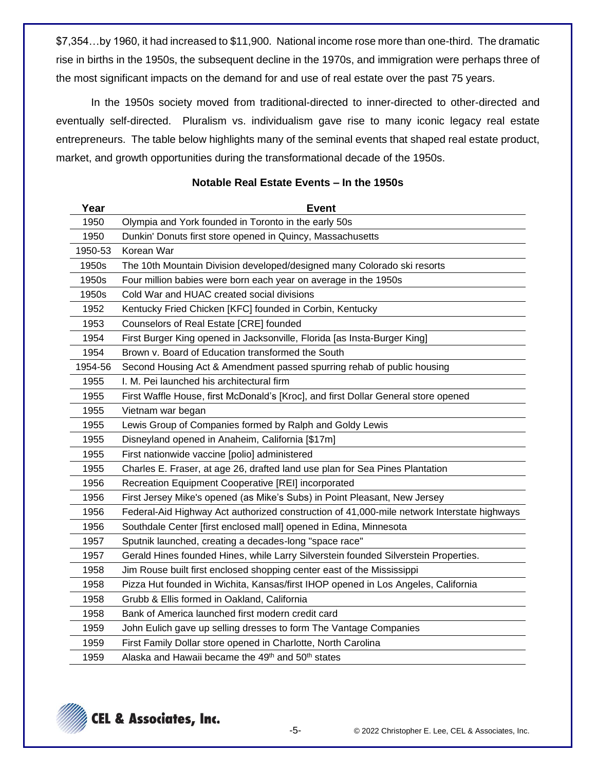$7,354…by 1960, it had increased to $11,900. National income rose more than one-third. The dramatic rise in births in the 1950s, the subsequent decline in the 1970s, and immigration were perhaps three of the most significant impacts on the demand for and use of real estate over the past 75 years.

In the 1950s society moved from traditional-directed to inner-directed to other-directed and eventually self-directed. Pluralism vs. individualism gave rise to many iconic legacy real estate entrepreneurs. The table below highlights many of the seminal events that shaped real estate product, market, and growth opportunities during the transformational decade of the 1950s.

**Notable Real Estate Events – In the 1950s**

| Year | Event |
|---|---|
| 1950 | Olympia and York founded in Toronto in the early 50s |
| 1950 | Dunkin' Donuts first store opened in Quincy, Massachusetts |
| 1950-53 | Korean War |
| 1950s | The 10th Mountain Division developed/designed many Colorado ski resorts |
| 1950s | Four million babies were born each year on average in the 1950s |
| 1950s | Cold War and HUAC created social divisions |
| 1952 | Kentucky Fried Chicken [KFC] founded in Corbin, Kentucky |
| 1953 | Counselors of Real Estate [CRE] founded |
| 1954 | First Burger King opened in Jacksonville, Florida [as Insta-Burger King] |
| 1954 | Brown v. Board of Education transformed the South |
| 1954-56 | Second Housing Act & Amendment passed spurring rehab of public housing |
| 1955 | I. M. Pei launched his architectural firm |
| 1955 | First Waffle House, first McDonald's [Kroc], and first Dollar General store opened |
| 1955 | Vietnam war began |
| 1955 | Lewis Group of Companies formed by Ralph and Goldy Lewis |
| 1955 | Disneyland opened in Anaheim, California [$17m] |
| 1955 | First nationwide vaccine [polio] administered |
| 1955 | Charles E. Fraser, at age 26, drafted land use plan for Sea Pines Plantation |
| 1956 | Recreation Equipment Cooperative [REI] incorporated |
| 1956 | First Jersey Mike's opened (as Mike's Subs) in Point Pleasant, New Jersey |
| 1956 | Federal-Aid Highway Act authorized construction of 41,000-mile network Interstate highways |
| 1956 | Southdale Center [first enclosed mall] opened in Edina, Minnesota |
| 1957 | Sputnik launched, creating a decades-long "space race" |
| 1957 | Gerald Hines founded Hines, while Larry Silverstein founded Silverstein Properties. |
| 1958 | Jim Rouse built first enclosed shopping center east of the Mississippi |
| 1958 | Pizza Hut founded in Wichita, Kansas/first IHOP opened in Los Angeles, California |
| 1958 | Grubb & Ellis formed in Oakland, California |
| 1958 | Bank of America launched first modern credit card |
| 1959 | John Eulich gave up selling dresses to form The Vantage Companies |
| 1959 | First Family Dollar store opened in Charlotte, North Carolina |
| 1959 | Alaska and Hawaii became the 49th and 50th states |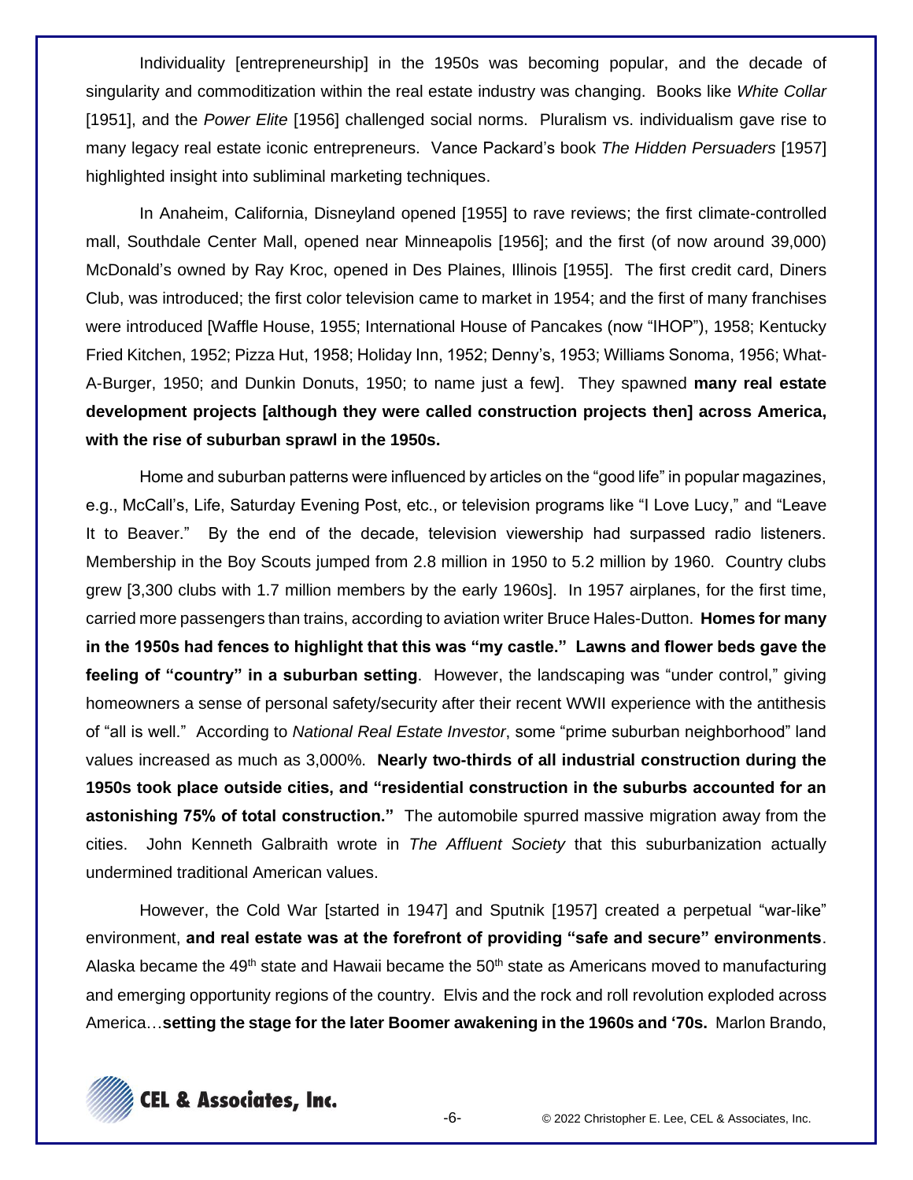Individuality [entrepreneurship] in the 1950s was becoming popular, and the decade of singularity and commoditization within the real estate industry was changing. Books like *White Collar* [1951], and the *Power Elite* [1956] challenged social norms. Pluralism vs. individualism gave rise to many legacy real estate iconic entrepreneurs. Vance Packard's book *The Hidden Persuaders* [1957] highlighted insight into subliminal marketing techniques.

In Anaheim, California, Disneyland opened [1955] to rave reviews; the first climate-controlled mall, Southdale Center Mall, opened near Minneapolis [1956]; and the first (of now around 39,000) McDonald's owned by Ray Kroc, opened in Des Plaines, Illinois [1955]. The first credit card, Diners Club, was introduced; the first color television came to market in 1954; and the first of many franchises were introduced [Waffle House, 1955; International House of Pancakes (now "IHOP"), 1958; Kentucky Fried Kitchen, 1952; Pizza Hut, 1958; Holiday Inn, 1952; Denny's, 1953; Williams Sonoma, 1956; What-A-Burger, 1950; and Dunkin Donuts, 1950; to name just a few]. They spawned **many real estate development projects [although they were called construction projects then] across America, with the rise of suburban sprawl in the 1950s.**

Home and suburban patterns were influenced by articles on the "good life" in popular magazines, e.g., McCall's, Life, Saturday Evening Post, etc., or television programs like "I Love Lucy," and "Leave It to Beaver." By the end of the decade, television viewership had surpassed radio listeners. Membership in the Boy Scouts jumped from 2.8 million in 1950 to 5.2 million by 1960. Country clubs grew [3,300 clubs with 1.7 million members by the early 1960s]. In 1957 airplanes, for the first time, carried more passengers than trains, according to aviation writer Bruce Hales-Dutton. **Homes for many in the 1950s had fences to highlight that this was "my castle." Lawns and flower beds gave the feeling of "country" in a suburban setting**. However, the landscaping was "under control," giving homeowners a sense of personal safety/security after their recent WWII experience with the antithesis of "all is well." According to *National Real Estate Investor*, some "prime suburban neighborhood" land values increased as much as 3,000%. **Nearly two-thirds of all industrial construction during the 1950s took place outside cities, and "residential construction in the suburbs accounted for an astonishing 75% of total construction."** The automobile spurred massive migration away from the cities. John Kenneth Galbraith wrote in *The Affluent Society* that this suburbanization actually undermined traditional American values.

However, the Cold War [started in 1947] and Sputnik [1957] created a perpetual "war-like" environment, **and real estate was at the forefront of providing "safe and secure" environments**. Alaska became the 49th state and Hawaii became the 50th state as Americans moved to manufacturing and emerging opportunity regions of the country. Elvis and the rock and roll revolution exploded across America…**setting the stage for the later Boomer awakening in the 1960s and '70s.** Marlon Brando,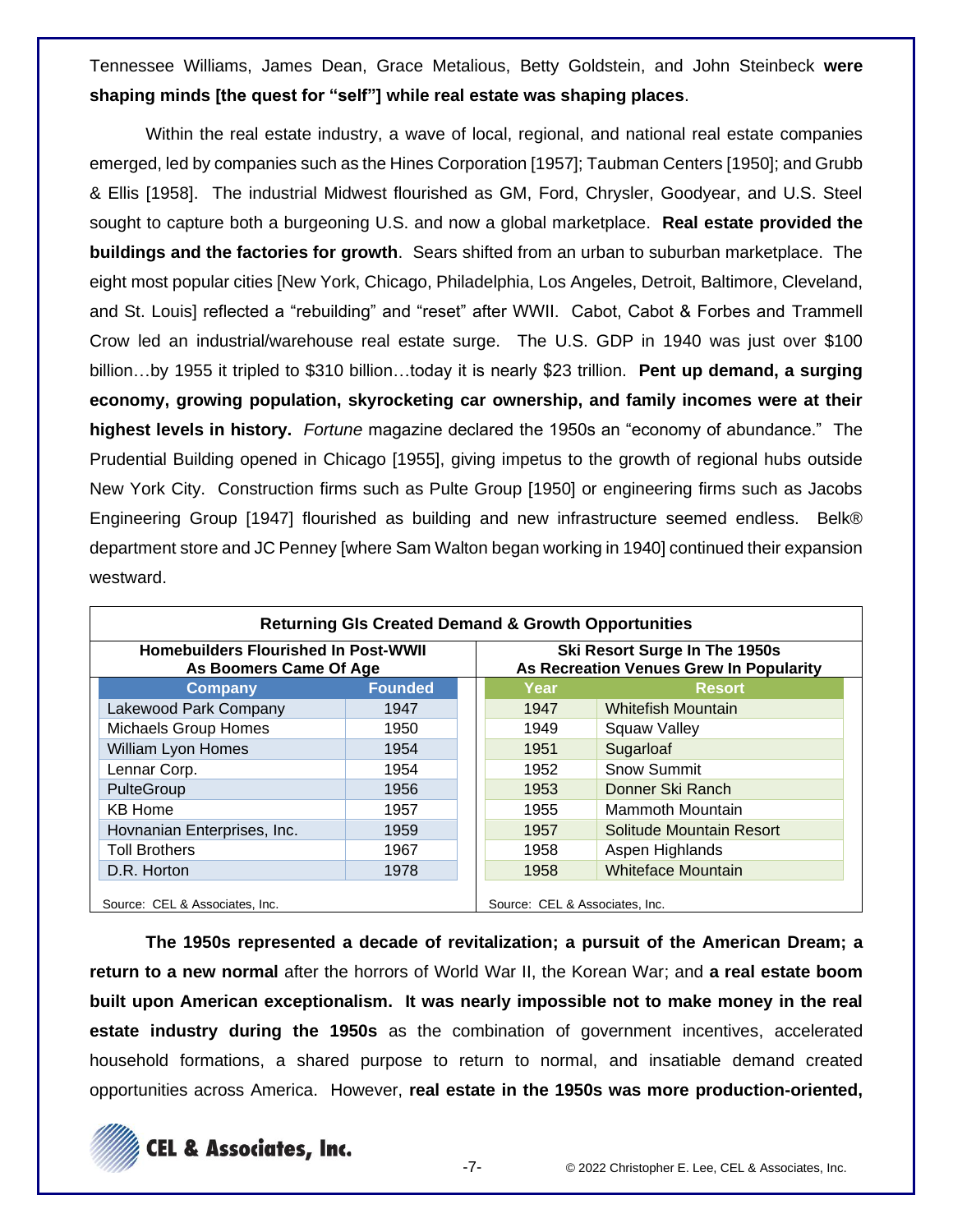Tennessee Williams, James Dean, Grace Metalious, Betty Goldstein, and John Steinbeck **were shaping minds [the quest for "self"] while real estate was shaping places**.

Within the real estate industry, a wave of local, regional, and national real estate companies emerged, led by companies such as the Hines Corporation [1957]; Taubman Centers [1950]; and Grubb & Ellis [1958]. The industrial Midwest flourished as GM, Ford, Chrysler, Goodyear, and U.S. Steel sought to capture both a burgeoning U.S. and now a global marketplace. **Real estate provided the buildings and the factories for growth**. Sears shifted from an urban to suburban marketplace. The eight most popular cities [New York, Chicago, Philadelphia, Los Angeles, Detroit, Baltimore, Cleveland, and St. Louis] reflected a "rebuilding" and "reset" after WWII. Cabot, Cabot & Forbes and Trammell Crow led an industrial/warehouse real estate surge. The U.S. GDP in 1940 was just over $100 billion…by 1955 it tripled to $310 billion…today it is nearly $23 trillion. **Pent up demand, a surging economy, growing population, skyrocketing car ownership, and family incomes were at their highest levels in history.** *Fortune* magazine declared the 1950s an "economy of abundance." The Prudential Building opened in Chicago [1955], giving impetus to the growth of regional hubs outside New York City. Construction firms such as Pulte Group [1950] or engineering firms such as Jacobs Engineering Group [1947] flourished as building and new infrastructure seemed endless. Belk® department store and JC Penney [where Sam Walton began working in 1940] continued their expansion westward.

**Returning GIs Created Demand & Growth Opportunities**

**Homebuilders Flourished In Post-WWII As Boomers Came Of Age**

| Company | Founded |
|---|---|
| Lakewood Park Company | 1947 |
| Michaels Group Homes | 1950 |
| William Lyon Homes | 1954 |
| Lennar Corp. | 1954 |
| PulteGroup | 1956 |
| KB Home | 1957 |
| Hovnanian Enterprises, Inc. | 1959 |
| Toll Brothers | 1967 |
| D.R. Horton | 1978 |

Source: CEL & Associates, Inc.

**Ski Resort Surge In The 1950s As Recreation Venues Grew In Popularity**

| Year | Resort |
|---|---|
| 1947 | Whitefish Mountain |
| 1949 | Squaw Valley |
| 1951 | Sugarloaf |
| 1952 | Snow Summit |
| 1953 | Donner Ski Ranch |
| 1955 | Mammoth Mountain |
| 1957 | Solitude Mountain Resort |
| 1958 | Aspen Highlands |
| 1958 | Whiteface Mountain |

Source: CEL & Associates, Inc.

**The 1950s represented a decade of revitalization; a pursuit of the American Dream; a return to a new normal** after the horrors of World War II, the Korean War; and **a real estate boom built upon American exceptionalism. It was nearly impossible not to make money in the real estate industry during the 1950s** as the combination of government incentives, accelerated household formations, a shared purpose to return to normal, and insatiable demand created opportunities across America. However, **real estate in the 1950s was more production-oriented,**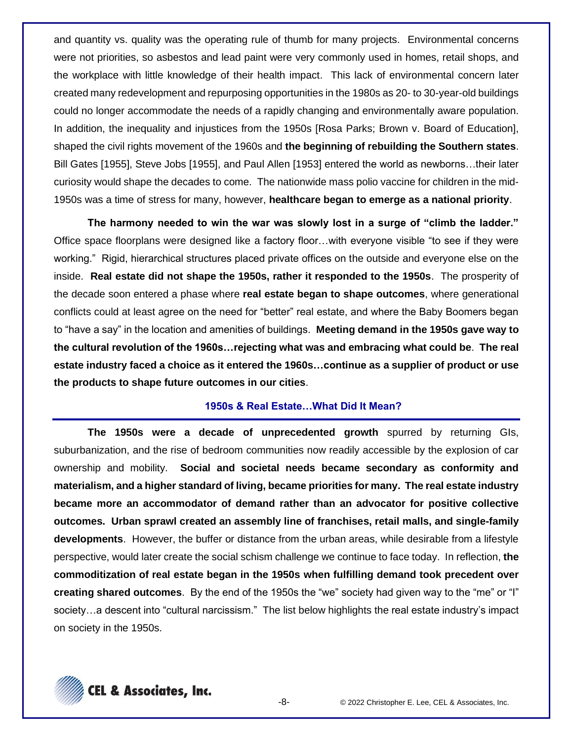and quantity vs. quality was the operating rule of thumb for many projects. Environmental concerns were not priorities, so asbestos and lead paint were very commonly used in homes, retail shops, and the workplace with little knowledge of their health impact. This lack of environmental concern later created many redevelopment and repurposing opportunities in the 1980s as 20- to 30-year-old buildings could no longer accommodate the needs of a rapidly changing and environmentally aware population. In addition, the inequality and injustices from the 1950s [Rosa Parks; Brown v. Board of Education], shaped the civil rights movement of the 1960s and **the beginning of rebuilding the Southern states**. Bill Gates [1955], Steve Jobs [1955], and Paul Allen [1953] entered the world as newborns…their later curiosity would shape the decades to come. The nationwide mass polio vaccine for children in the mid-1950s was a time of stress for many, however, **healthcare began to emerge as a national priority**.

**The harmony needed to win the war was slowly lost in a surge of "climb the ladder."** Office space floorplans were designed like a factory floor…with everyone visible "to see if they were working." Rigid, hierarchical structures placed private offices on the outside and everyone else on the inside. **Real estate did not shape the 1950s, rather it responded to the 1950s**. The prosperity of the decade soon entered a phase where **real estate began to shape outcomes**, where generational conflicts could at least agree on the need for "better" real estate, and where the Baby Boomers began to "have a say" in the location and amenities of buildings. **Meeting demand in the 1950s gave way to the cultural revolution of the 1960s…rejecting what was and embracing what could be**. **The real estate industry faced a choice as it entered the 1960s…continue as a supplier of product or use the products to shape future outcomes in our cities**.

## 1950s & Real Estate…What Did It Mean?

**The 1950s were a decade of unprecedented growth** spurred by returning GIs, suburbanization, and the rise of bedroom communities now readily accessible by the explosion of car ownership and mobility. **Social and societal needs became secondary as conformity and materialism, and a higher standard of living, became priorities for many. The real estate industry became more an accommodator of demand rather than an advocator for positive collective outcomes. Urban sprawl created an assembly line of franchises, retail malls, and single-family developments**. However, the buffer or distance from the urban areas, while desirable from a lifestyle perspective, would later create the social schism challenge we continue to face today. In reflection, **the commoditization of real estate began in the 1950s when fulfilling demand took precedent over creating shared outcomes**. By the end of the 1950s the "we" society had given way to the "me" or "I" society…a descent into "cultural narcissism." The list below highlights the real estate industry's impact on society in the 1950s.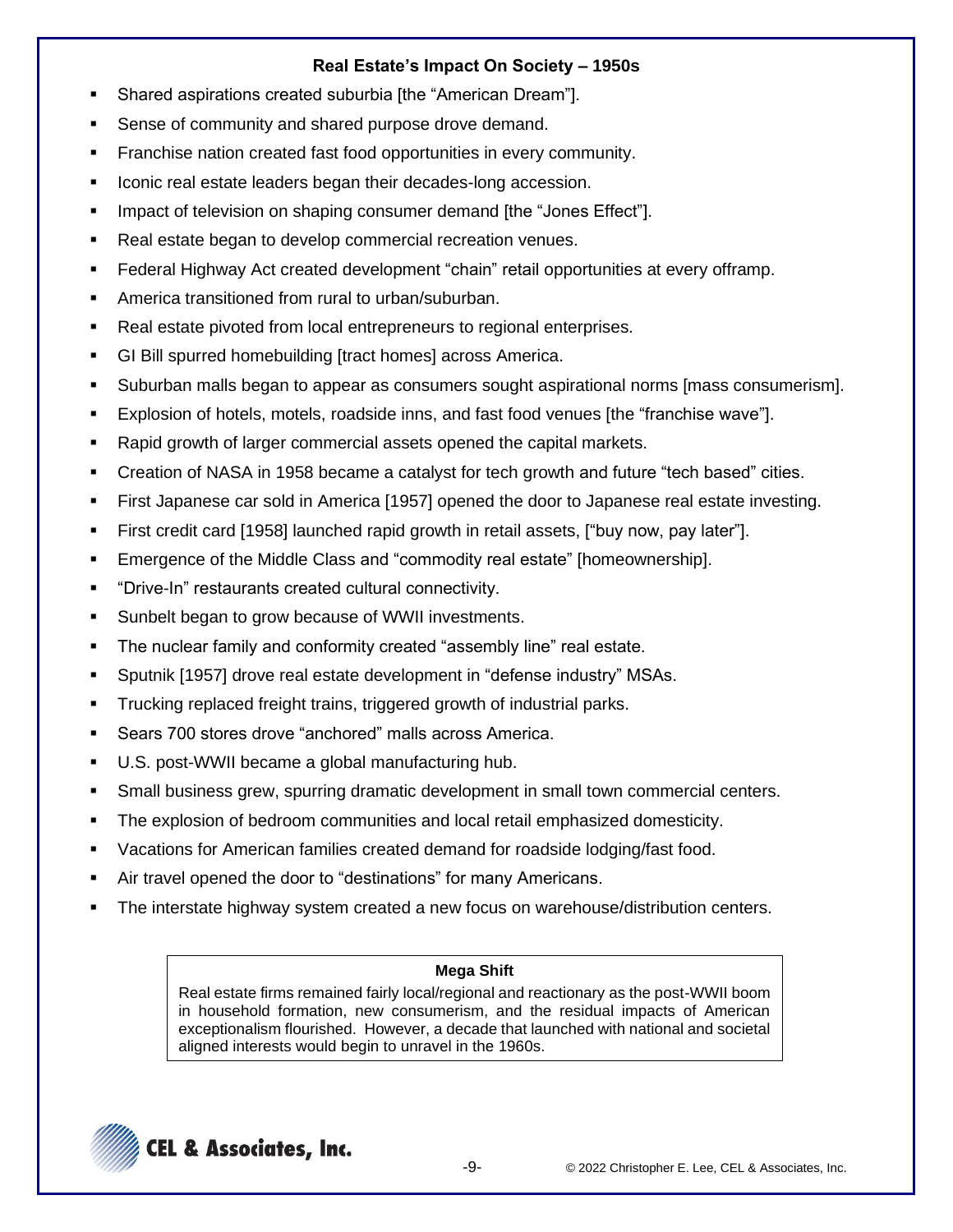## Real Estate's Impact On Society – 1950s

- Shared aspirations created suburbia [the "American Dream"].
- Sense of community and shared purpose drove demand.
- Franchise nation created fast food opportunities in every community.
- Iconic real estate leaders began their decades-long accession.
- Impact of television on shaping consumer demand [the "Jones Effect"].
- Real estate began to develop commercial recreation venues.
- Federal Highway Act created development "chain" retail opportunities at every offramp.
- America transitioned from rural to urban/suburban.
- Real estate pivoted from local entrepreneurs to regional enterprises.
- GI Bill spurred homebuilding [tract homes] across America.
- Suburban malls began to appear as consumers sought aspirational norms [mass consumerism].
- Explosion of hotels, motels, roadside inns, and fast food venues [the "franchise wave"].
- Rapid growth of larger commercial assets opened the capital markets.
- Creation of NASA in 1958 became a catalyst for tech growth and future "tech based" cities.
- First Japanese car sold in America [1957] opened the door to Japanese real estate investing.
- First credit card [1958] launched rapid growth in retail assets, ["buy now, pay later"].
- Emergence of the Middle Class and "commodity real estate" [homeownership].
- "Drive-In" restaurants created cultural connectivity.
- Sunbelt began to grow because of WWII investments.
- The nuclear family and conformity created "assembly line" real estate.
- Sputnik [1957] drove real estate development in "defense industry" MSAs.
- Trucking replaced freight trains, triggered growth of industrial parks.
- Sears 700 stores drove "anchored" malls across America.
- U.S. post-WWII became a global manufacturing hub.
- Small business grew, spurring dramatic development in small town commercial centers.
- The explosion of bedroom communities and local retail emphasized domesticity.
- Vacations for American families created demand for roadside lodging/fast food.
- Air travel opened the door to "destinations" for many Americans.
- The interstate highway system created a new focus on warehouse/distribution centers.

**Mega Shift**

Real estate firms remained fairly local/regional and reactionary as the post-WWII boom in household formation, new consumerism, and the residual impacts of American exceptionalism flourished. However, a decade that launched with national and societal aligned interests would begin to unravel in the 1960s.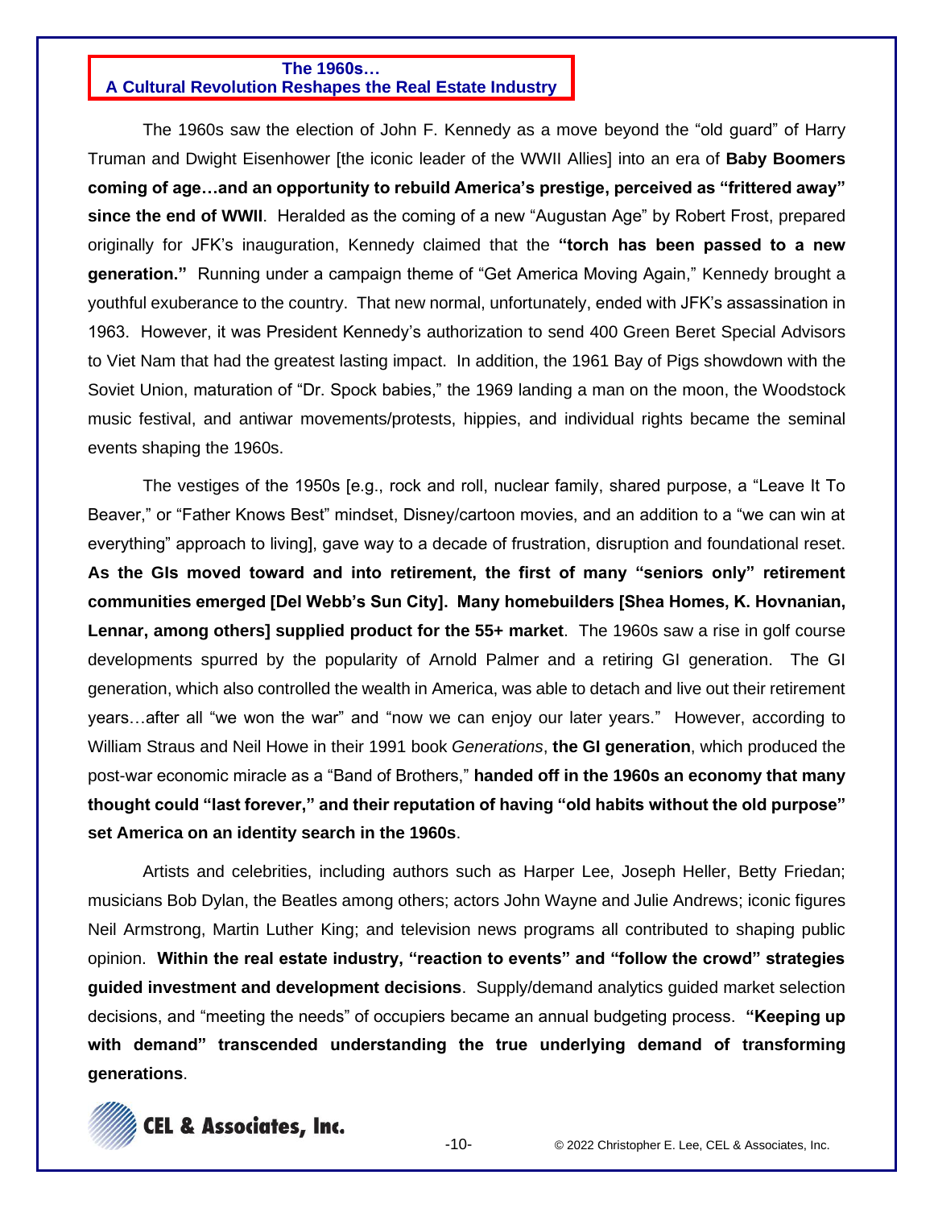## The 1960s… A Cultural Revolution Reshapes the Real Estate Industry

The 1960s saw the election of John F. Kennedy as a move beyond the "old guard" of Harry Truman and Dwight Eisenhower [the iconic leader of the WWII Allies] into an era of **Baby Boomers coming of age…and an opportunity to rebuild America's prestige, perceived as "frittered away" since the end of WWII**. Heralded as the coming of a new "Augustan Age" by Robert Frost, prepared originally for JFK's inauguration, Kennedy claimed that the **"torch has been passed to a new generation."** Running under a campaign theme of "Get America Moving Again," Kennedy brought a youthful exuberance to the country. That new normal, unfortunately, ended with JFK's assassination in 1963. However, it was President Kennedy's authorization to send 400 Green Beret Special Advisors to Viet Nam that had the greatest lasting impact. In addition, the 1961 Bay of Pigs showdown with the Soviet Union, maturation of "Dr. Spock babies," the 1969 landing a man on the moon, the Woodstock music festival, and antiwar movements/protests, hippies, and individual rights became the seminal events shaping the 1960s.

The vestiges of the 1950s [e.g., rock and roll, nuclear family, shared purpose, a "Leave It To Beaver," or "Father Knows Best" mindset, Disney/cartoon movies, and an addition to a "we can win at everything" approach to living], gave way to a decade of frustration, disruption and foundational reset. **As the GIs moved toward and into retirement, the first of many "seniors only" retirement communities emerged [Del Webb's Sun City]. Many homebuilders [Shea Homes, K. Hovnanian, Lennar, among others] supplied product for the 55+ market**. The 1960s saw a rise in golf course developments spurred by the popularity of Arnold Palmer and a retiring GI generation. The GI generation, which also controlled the wealth in America, was able to detach and live out their retirement years…after all "we won the war" and "now we can enjoy our later years." However, according to William Straus and Neil Howe in their 1991 book *Generations*, **the GI generation**, which produced the post-war economic miracle as a "Band of Brothers," **handed off in the 1960s an economy that many thought could "last forever," and their reputation of having "old habits without the old purpose" set America on an identity search in the 1960s**.

Artists and celebrities, including authors such as Harper Lee, Joseph Heller, Betty Friedan; musicians Bob Dylan, the Beatles among others; actors John Wayne and Julie Andrews; iconic figures Neil Armstrong, Martin Luther King; and television news programs all contributed to shaping public opinion. **Within the real estate industry, "reaction to events" and "follow the crowd" strategies guided investment and development decisions**. Supply/demand analytics guided market selection decisions, and "meeting the needs" of occupiers became an annual budgeting process. **"Keeping up with demand" transcended understanding the true underlying demand of transforming generations**.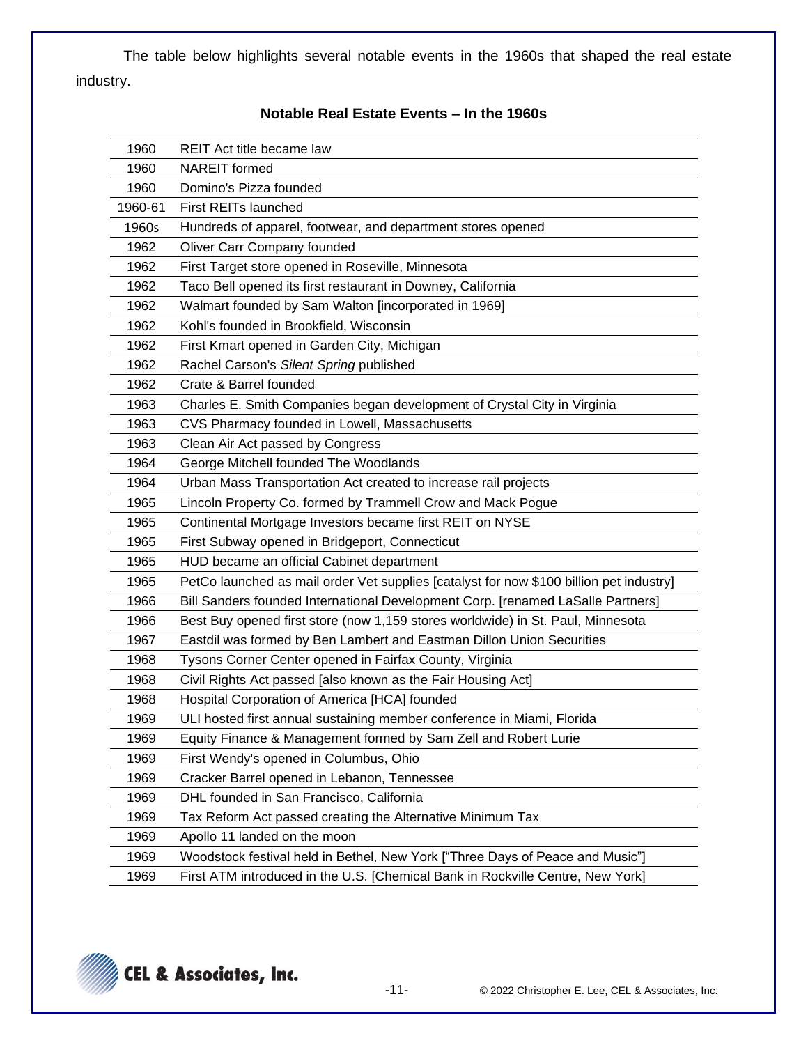The table below highlights several notable events in the 1960s that shaped the real estate industry.

**Notable Real Estate Events – In the 1960s**

| Year | Event |
|---|---|
| 1960 | REIT Act title became law |
| 1960 | NAREIT formed |
| 1960 | Domino's Pizza founded |
| 1960-61 | First REITs launched |
| 1960s | Hundreds of apparel, footwear, and department stores opened |
| 1962 | Oliver Carr Company founded |
| 1962 | First Target store opened in Roseville, Minnesota |
| 1962 | Taco Bell opened its first restaurant in Downey, California |
| 1962 | Walmart founded by Sam Walton [incorporated in 1969] |
| 1962 | Kohl's founded in Brookfield, Wisconsin |
| 1962 | First Kmart opened in Garden City, Michigan |
| 1962 | Rachel Carson's *Silent Spring* published |
| 1962 | Crate & Barrel founded |
| 1963 | Charles E. Smith Companies began development of Crystal City in Virginia |
| 1963 | CVS Pharmacy founded in Lowell, Massachusetts |
| 1963 | Clean Air Act passed by Congress |
| 1964 | George Mitchell founded The Woodlands |
| 1964 | Urban Mass Transportation Act created to increase rail projects |
| 1965 | Lincoln Property Co. formed by Trammell Crow and Mack Pogue |
| 1965 | Continental Mortgage Investors became first REIT on NYSE |
| 1965 | First Subway opened in Bridgeport, Connecticut |
| 1965 | HUD became an official Cabinet department |
| 1965 | PetCo launched as mail order Vet supplies [catalyst for now $100 billion pet industry] |
| 1966 | Bill Sanders founded International Development Corp. [renamed LaSalle Partners] |
| 1966 | Best Buy opened first store (now 1,159 stores worldwide) in St. Paul, Minnesota |
| 1967 | Eastdil was formed by Ben Lambert and Eastman Dillon Union Securities |
| 1968 | Tysons Corner Center opened in Fairfax County, Virginia |
| 1968 | Civil Rights Act passed [also known as the Fair Housing Act] |
| 1968 | Hospital Corporation of America [HCA] founded |
| 1969 | ULI hosted first annual sustaining member conference in Miami, Florida |
| 1969 | Equity Finance & Management formed by Sam Zell and Robert Lurie |
| 1969 | First Wendy's opened in Columbus, Ohio |
| 1969 | Cracker Barrel opened in Lebanon, Tennessee |
| 1969 | DHL founded in San Francisco, California |
| 1969 | Tax Reform Act passed creating the Alternative Minimum Tax |
| 1969 | Apollo 11 landed on the moon |
| 1969 | Woodstock festival held in Bethel, New York ["Three Days of Peace and Music"] |
| 1969 | First ATM introduced in the U.S. [Chemical Bank in Rockville Centre, New York] |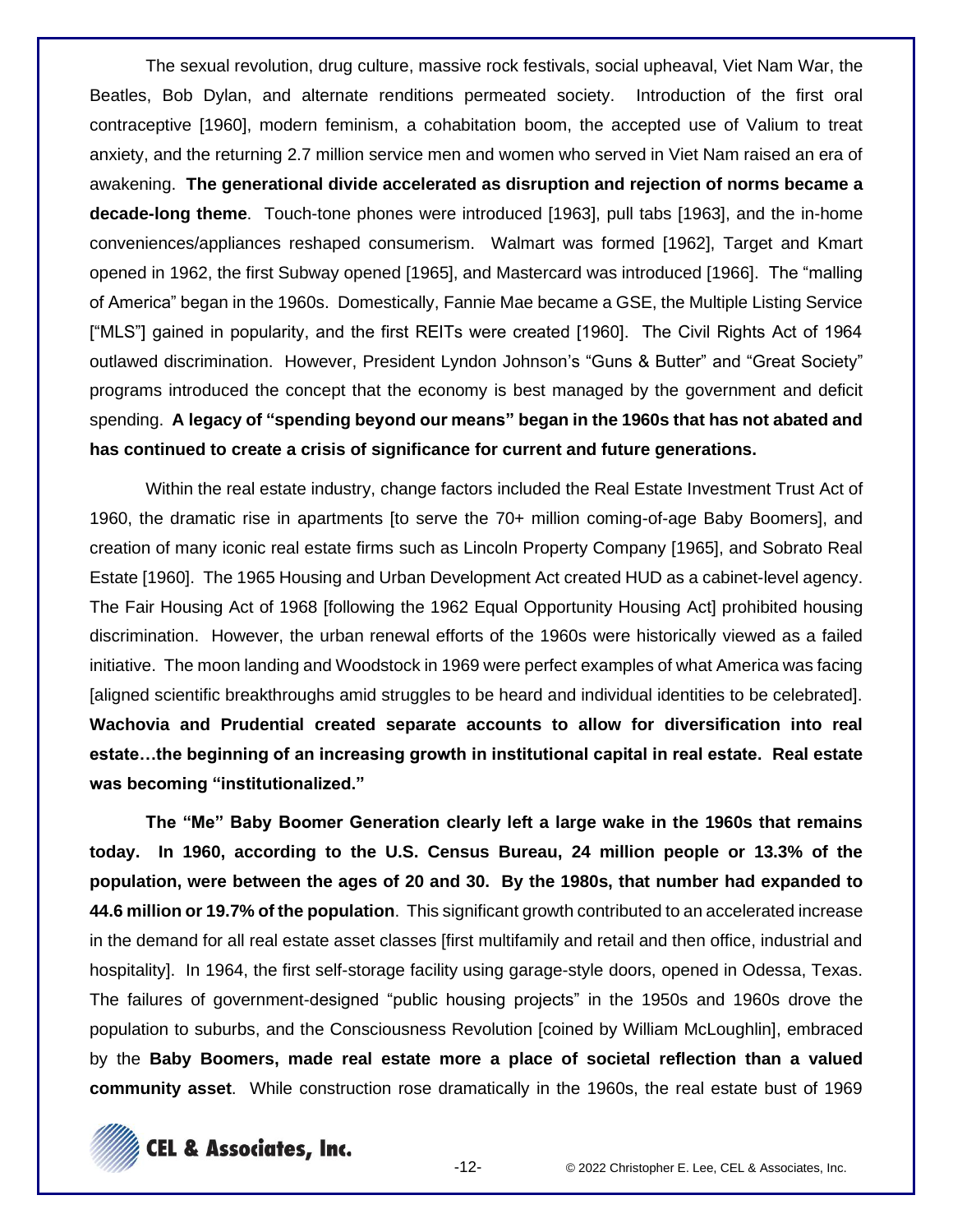The sexual revolution, drug culture, massive rock festivals, social upheaval, Viet Nam War, the Beatles, Bob Dylan, and alternate renditions permeated society. Introduction of the first oral contraceptive [1960], modern feminism, a cohabitation boom, the accepted use of Valium to treat anxiety, and the returning 2.7 million service men and women who served in Viet Nam raised an era of awakening. **The generational divide accelerated as disruption and rejection of norms became a decade-long theme**. Touch-tone phones were introduced [1963], pull tabs [1963], and the in-home conveniences/appliances reshaped consumerism. Walmart was formed [1962], Target and Kmart opened in 1962, the first Subway opened [1965], and Mastercard was introduced [1966]. The "malling of America" began in the 1960s. Domestically, Fannie Mae became a GSE, the Multiple Listing Service ["MLS"] gained in popularity, and the first REITs were created [1960]. The Civil Rights Act of 1964 outlawed discrimination. However, President Lyndon Johnson's "Guns & Butter" and "Great Society" programs introduced the concept that the economy is best managed by the government and deficit spending. **A legacy of "spending beyond our means" began in the 1960s that has not abated and has continued to create a crisis of significance for current and future generations.**

Within the real estate industry, change factors included the Real Estate Investment Trust Act of 1960, the dramatic rise in apartments [to serve the 70+ million coming-of-age Baby Boomers], and creation of many iconic real estate firms such as Lincoln Property Company [1965], and Sobrato Real Estate [1960]. The 1965 Housing and Urban Development Act created HUD as a cabinet-level agency. The Fair Housing Act of 1968 [following the 1962 Equal Opportunity Housing Act] prohibited housing discrimination. However, the urban renewal efforts of the 1960s were historically viewed as a failed initiative. The moon landing and Woodstock in 1969 were perfect examples of what America was facing [aligned scientific breakthroughs amid struggles to be heard and individual identities to be celebrated]. **Wachovia and Prudential created separate accounts to allow for diversification into real estate…the beginning of an increasing growth in institutional capital in real estate. Real estate was becoming "institutionalized."**

**The "Me" Baby Boomer Generation clearly left a large wake in the 1960s that remains today. In 1960, according to the U.S. Census Bureau, 24 million people or 13.3% of the population, were between the ages of 20 and 30. By the 1980s, that number had expanded to 44.6 million or 19.7% of the population**. This significant growth contributed to an accelerated increase in the demand for all real estate asset classes [first multifamily and retail and then office, industrial and hospitality]. In 1964, the first self-storage facility using garage-style doors, opened in Odessa, Texas. The failures of government-designed "public housing projects" in the 1950s and 1960s drove the population to suburbs, and the Consciousness Revolution [coined by William McLoughlin], embraced by the **Baby Boomers, made real estate more a place of societal reflection than a valued community asset**. While construction rose dramatically in the 1960s, the real estate bust of 1969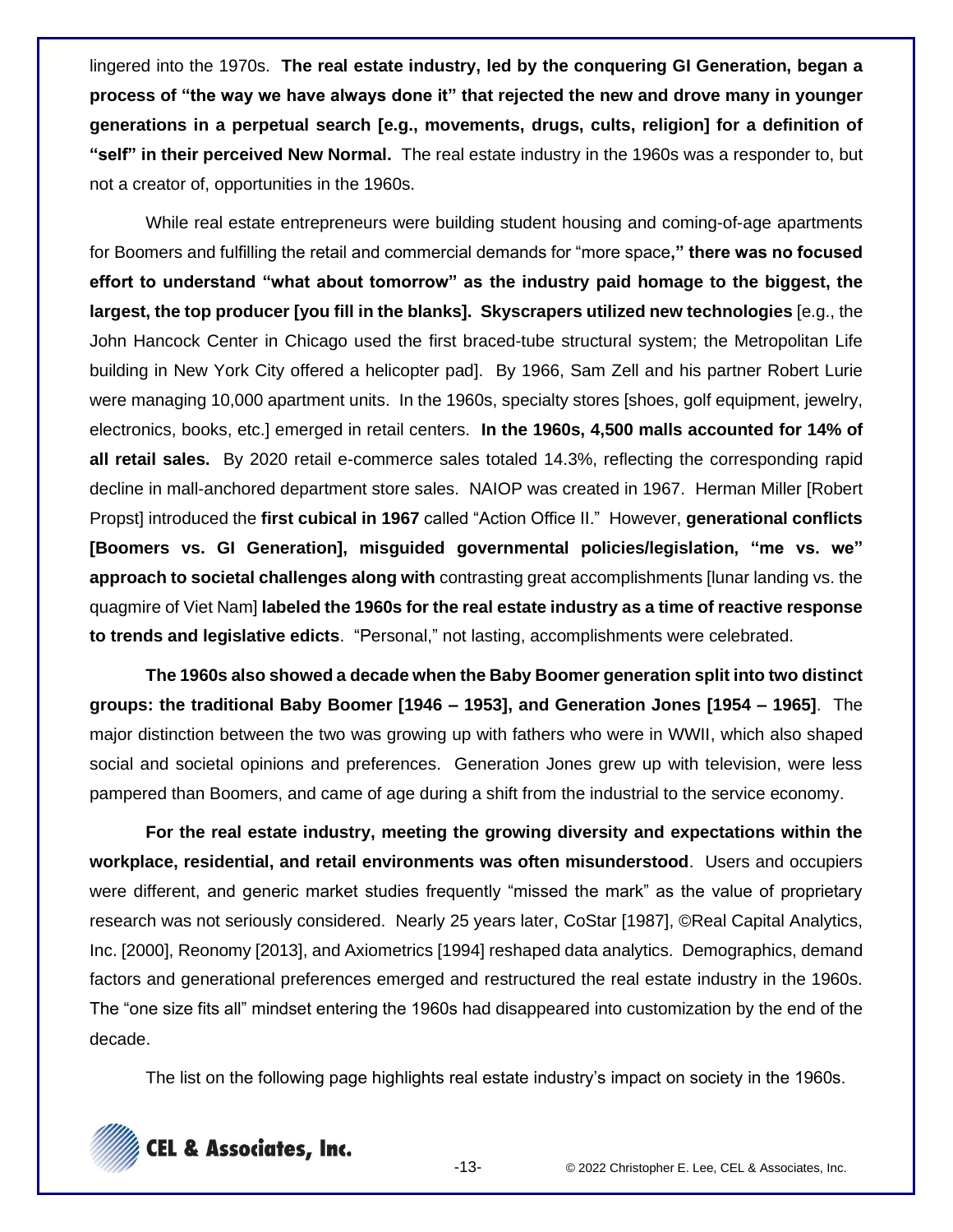lingered into the 1970s. **The real estate industry, led by the conquering GI Generation, began a process of "the way we have always done it" that rejected the new and drove many in younger generations in a perpetual search [e.g., movements, drugs, cults, religion] for a definition of "self" in their perceived New Normal.** The real estate industry in the 1960s was a responder to, but not a creator of, opportunities in the 1960s.

While real estate entrepreneurs were building student housing and coming-of-age apartments for Boomers and fulfilling the retail and commercial demands for "more space**," there was no focused effort to understand "what about tomorrow" as the industry paid homage to the biggest, the largest, the top producer [you fill in the blanks]. Skyscrapers utilized new technologies** [e.g., the John Hancock Center in Chicago used the first braced-tube structural system; the Metropolitan Life building in New York City offered a helicopter pad]. By 1966, Sam Zell and his partner Robert Lurie were managing 10,000 apartment units. In the 1960s, specialty stores [shoes, golf equipment, jewelry, electronics, books, etc.] emerged in retail centers. **In the 1960s, 4,500 malls accounted for 14% of all retail sales.** By 2020 retail e-commerce sales totaled 14.3%, reflecting the corresponding rapid decline in mall-anchored department store sales. NAIOP was created in 1967. Herman Miller [Robert Propst] introduced the **first cubical in 1967** called "Action Office II." However, **generational conflicts [Boomers vs. GI Generation], misguided governmental policies/legislation, "me vs. we" approach to societal challenges along with** contrasting great accomplishments [lunar landing vs. the quagmire of Viet Nam] **labeled the 1960s for the real estate industry as a time of reactive response to trends and legislative edicts**. "Personal," not lasting, accomplishments were celebrated.

**The 1960s also showed a decade when the Baby Boomer generation split into two distinct groups: the traditional Baby Boomer [1946 – 1953], and Generation Jones [1954 – 1965]**. The major distinction between the two was growing up with fathers who were in WWII, which also shaped social and societal opinions and preferences. Generation Jones grew up with television, were less pampered than Boomers, and came of age during a shift from the industrial to the service economy.

**For the real estate industry, meeting the growing diversity and expectations within the workplace, residential, and retail environments was often misunderstood**. Users and occupiers were different, and generic market studies frequently "missed the mark" as the value of proprietary research was not seriously considered. Nearly 25 years later, CoStar [1987], ©Real Capital Analytics, Inc. [2000], Reonomy [2013], and Axiometrics [1994] reshaped data analytics. Demographics, demand factors and generational preferences emerged and restructured the real estate industry in the 1960s. The "one size fits all" mindset entering the 1960s had disappeared into customization by the end of the decade.

The list on the following page highlights real estate industry's impact on society in the 1960s.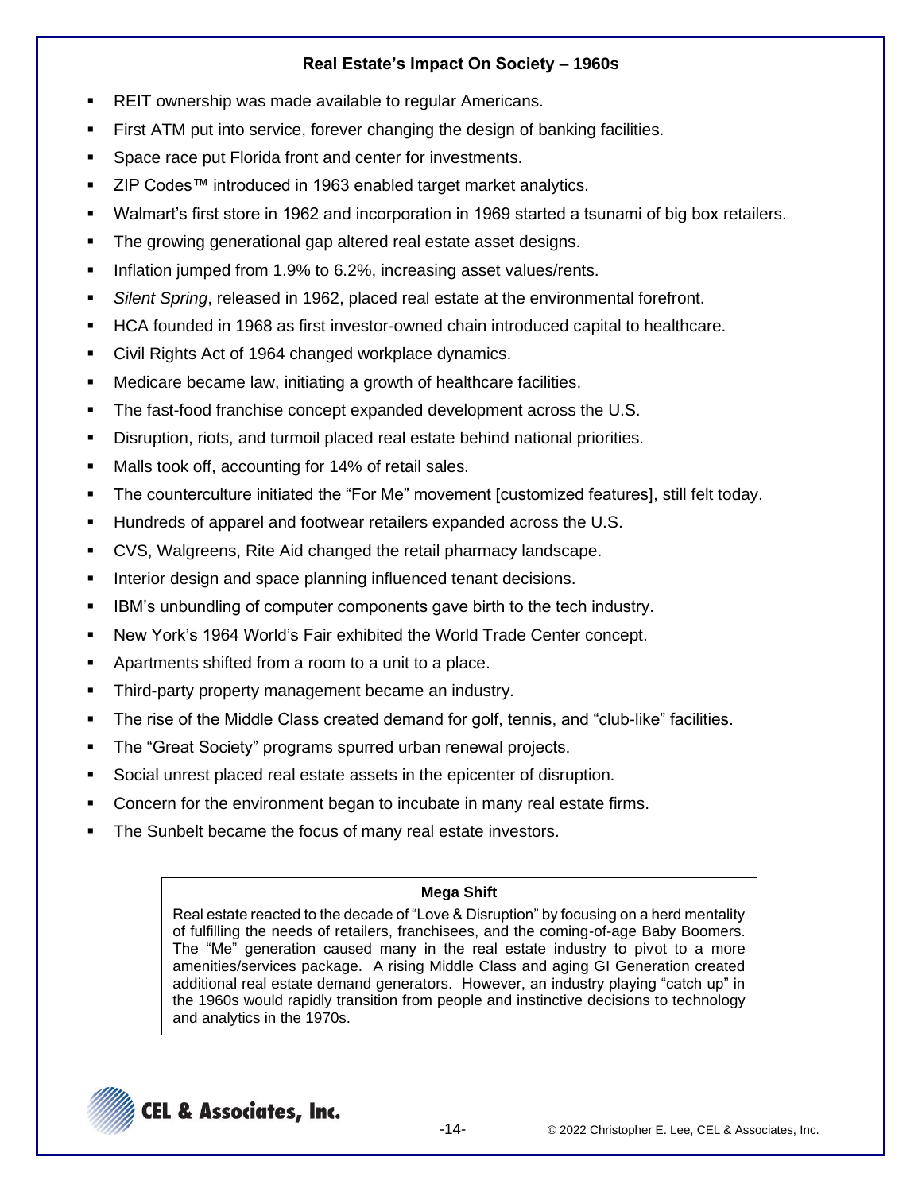## Real Estate's Impact On Society – 1960s

- REIT ownership was made available to regular Americans.
- First ATM put into service, forever changing the design of banking facilities.
- Space race put Florida front and center for investments.
- ZIP Codes™ introduced in 1963 enabled target market analytics.
- Walmart's first store in 1962 and incorporation in 1969 started a tsunami of big box retailers.
- The growing generational gap altered real estate asset designs.
- Inflation jumped from 1.9% to 6.2%, increasing asset values/rents.
- *Silent Spring*, released in 1962, placed real estate at the environmental forefront.
- HCA founded in 1968 as first investor-owned chain introduced capital to healthcare.
- Civil Rights Act of 1964 changed workplace dynamics.
- Medicare became law, initiating a growth of healthcare facilities.
- The fast-food franchise concept expanded development across the U.S.
- Disruption, riots, and turmoil placed real estate behind national priorities.
- Malls took off, accounting for 14% of retail sales.
- The counterculture initiated the "For Me" movement [customized features], still felt today.
- Hundreds of apparel and footwear retailers expanded across the U.S.
- CVS, Walgreens, Rite Aid changed the retail pharmacy landscape.
- Interior design and space planning influenced tenant decisions.
- IBM's unbundling of computer components gave birth to the tech industry.
- New York's 1964 World's Fair exhibited the World Trade Center concept.
- Apartments shifted from a room to a unit to a place.
- Third-party property management became an industry.
- The rise of the Middle Class created demand for golf, tennis, and "club-like" facilities.
- The "Great Society" programs spurred urban renewal projects.
- Social unrest placed real estate assets in the epicenter of disruption.
- Concern for the environment began to incubate in many real estate firms.
- The Sunbelt became the focus of many real estate investors.

**Mega Shift**

Real estate reacted to the decade of "Love & Disruption" by focusing on a herd mentality of fulfilling the needs of retailers, franchisees, and the coming-of-age Baby Boomers. The "Me" generation caused many in the real estate industry to pivot to a more amenities/services package. A rising Middle Class and aging GI Generation created additional real estate demand generators. However, an industry playing "catch up" in the 1960s would rapidly transition from people and instinctive decisions to technology and analytics in the 1970s.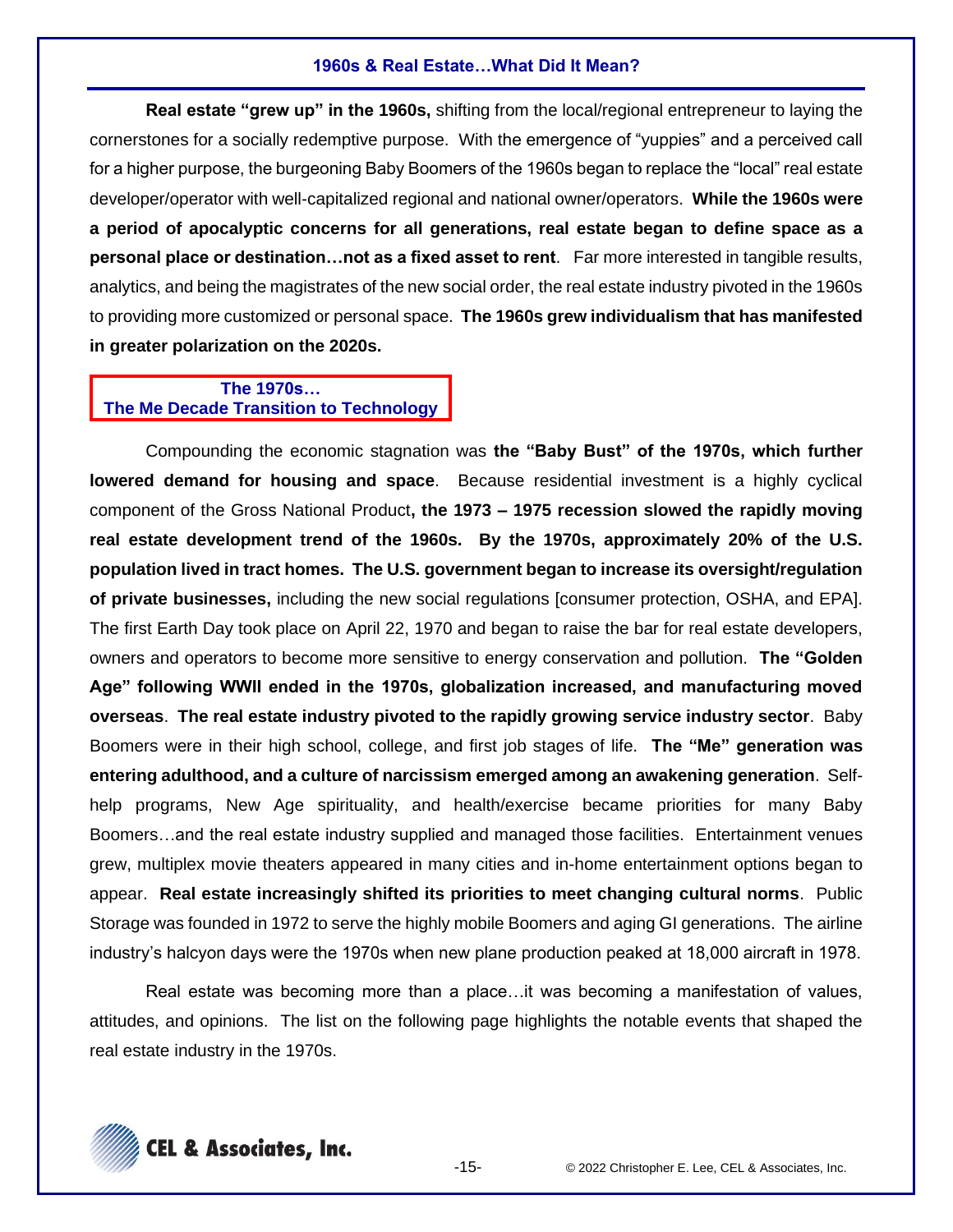## 1960s & Real Estate…What Did It Mean?

**Real estate "grew up" in the 1960s,** shifting from the local/regional entrepreneur to laying the cornerstones for a socially redemptive purpose. With the emergence of "yuppies" and a perceived call for a higher purpose, the burgeoning Baby Boomers of the 1960s began to replace the "local" real estate developer/operator with well-capitalized regional and national owner/operators. **While the 1960s were a period of apocalyptic concerns for all generations, real estate began to define space as a personal place or destination…not as a fixed asset to rent**. Far more interested in tangible results, analytics, and being the magistrates of the new social order, the real estate industry pivoted in the 1960s to providing more customized or personal space. **The 1960s grew individualism that has manifested in greater polarization on the 2020s.**

## The 1970s… The Me Decade Transition to Technology

Compounding the economic stagnation was **the "Baby Bust" of the 1970s, which further lowered demand for housing and space**. Because residential investment is a highly cyclical component of the Gross National Product**, the 1973 – 1975 recession slowed the rapidly moving real estate development trend of the 1960s. By the 1970s, approximately 20% of the U.S. population lived in tract homes. The U.S. government began to increase its oversight/regulation of private businesses,** including the new social regulations [consumer protection, OSHA, and EPA]. The first Earth Day took place on April 22, 1970 and began to raise the bar for real estate developers, owners and operators to become more sensitive to energy conservation and pollution. **The "Golden Age" following WWII ended in the 1970s, globalization increased, and manufacturing moved overseas**. **The real estate industry pivoted to the rapidly growing service industry sector**. Baby Boomers were in their high school, college, and first job stages of life. **The "Me" generation was entering adulthood, and a culture of narcissism emerged among an awakening generation**. Self-help programs, New Age spirituality, and health/exercise became priorities for many Baby Boomers…and the real estate industry supplied and managed those facilities. Entertainment venues grew, multiplex movie theaters appeared in many cities and in-home entertainment options began to appear. **Real estate increasingly shifted its priorities to meet changing cultural norms**. Public Storage was founded in 1972 to serve the highly mobile Boomers and aging GI generations. The airline industry's halcyon days were the 1970s when new plane production peaked at 18,000 aircraft in 1978.

Real estate was becoming more than a place…it was becoming a manifestation of values, attitudes, and opinions. The list on the following page highlights the notable events that shaped the real estate industry in the 1970s.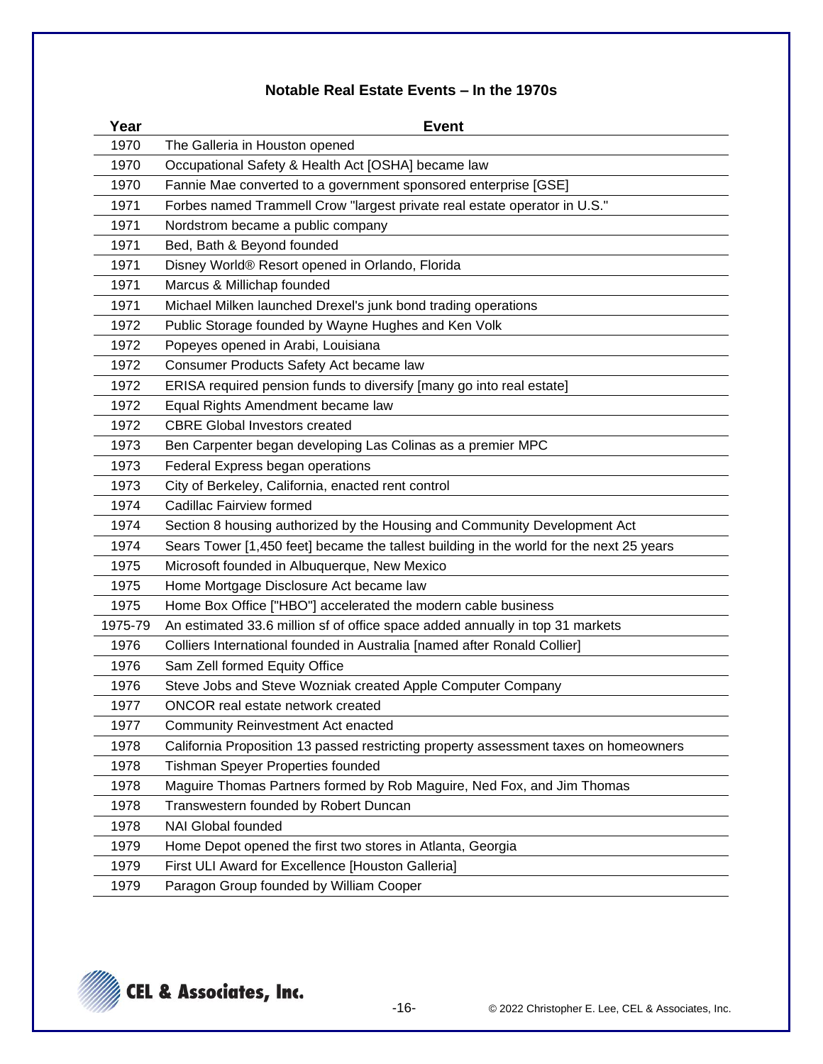## Notable Real Estate Events – In the 1970s

| Year | Event |
|---|---|
| 1970 | The Galleria in Houston opened |
| 1970 | Occupational Safety & Health Act [OSHA] became law |
| 1970 | Fannie Mae converted to a government sponsored enterprise [GSE] |
| 1971 | Forbes named Trammell Crow "largest private real estate operator in U.S." |
| 1971 | Nordstrom became a public company |
| 1971 | Bed, Bath & Beyond founded |
| 1971 | Disney World® Resort opened in Orlando, Florida |
| 1971 | Marcus & Millichap founded |
| 1971 | Michael Milken launched Drexel's junk bond trading operations |
| 1972 | Public Storage founded by Wayne Hughes and Ken Volk |
| 1972 | Popeyes opened in Arabi, Louisiana |
| 1972 | Consumer Products Safety Act became law |
| 1972 | ERISA required pension funds to diversify [many go into real estate] |
| 1972 | Equal Rights Amendment became law |
| 1972 | CBRE Global Investors created |
| 1973 | Ben Carpenter began developing Las Colinas as a premier MPC |
| 1973 | Federal Express began operations |
| 1973 | City of Berkeley, California, enacted rent control |
| 1974 | Cadillac Fairview formed |
| 1974 | Section 8 housing authorized by the Housing and Community Development Act |
| 1974 | Sears Tower [1,450 feet] became the tallest building in the world for the next 25 years |
| 1975 | Microsoft founded in Albuquerque, New Mexico |
| 1975 | Home Mortgage Disclosure Act became law |
| 1975 | Home Box Office ["HBO"] accelerated the modern cable business |
| 1975-79 | An estimated 33.6 million sf of office space added annually in top 31 markets |
| 1976 | Colliers International founded in Australia [named after Ronald Collier] |
| 1976 | Sam Zell formed Equity Office |
| 1976 | Steve Jobs and Steve Wozniak created Apple Computer Company |
| 1977 | ONCOR real estate network created |
| 1977 | Community Reinvestment Act enacted |
| 1978 | California Proposition 13 passed restricting property assessment taxes on homeowners |
| 1978 | Tishman Speyer Properties founded |
| 1978 | Maguire Thomas Partners formed by Rob Maguire, Ned Fox, and Jim Thomas |
| 1978 | Transwestern founded by Robert Duncan |
| 1978 | NAI Global founded |
| 1979 | Home Depot opened the first two stores in Atlanta, Georgia |
| 1979 | First ULI Award for Excellence [Houston Galleria] |
| 1979 | Paragon Group founded by William Cooper |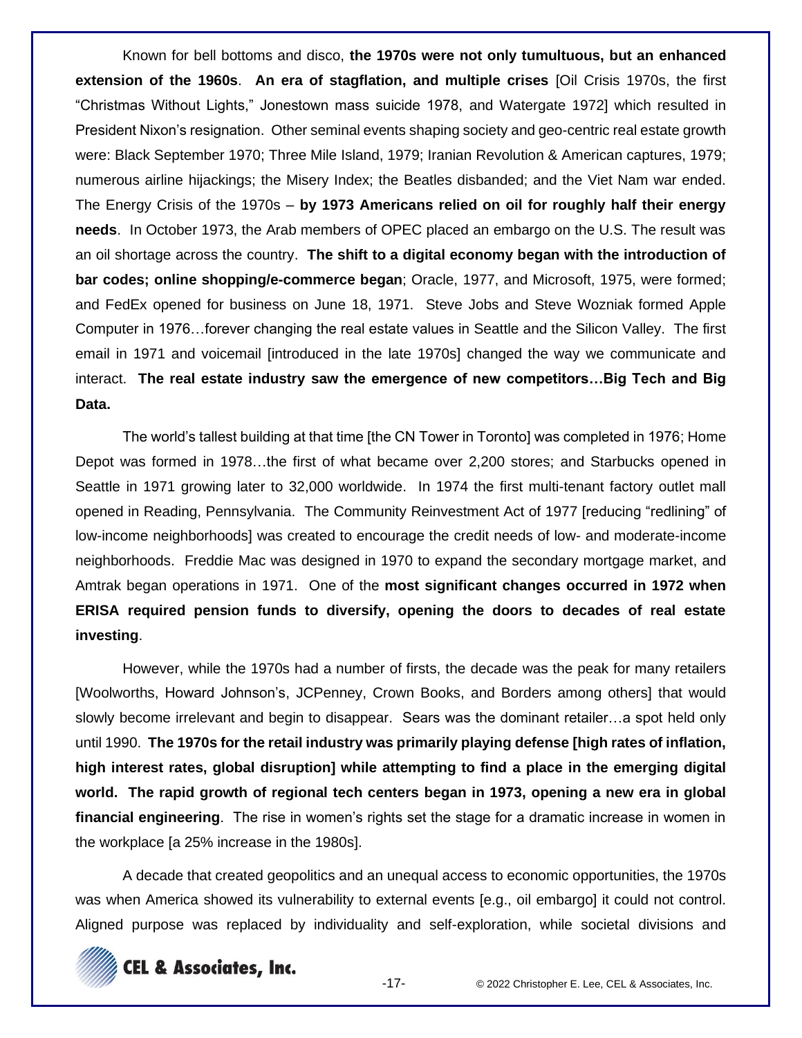Known for bell bottoms and disco, **the 1970s were not only tumultuous, but an enhanced extension of the 1960s**. **An era of stagflation, and multiple crises** [Oil Crisis 1970s, the first "Christmas Without Lights," Jonestown mass suicide 1978, and Watergate 1972] which resulted in President Nixon's resignation. Other seminal events shaping society and geo-centric real estate growth were: Black September 1970; Three Mile Island, 1979; Iranian Revolution & American captures, 1979; numerous airline hijackings; the Misery Index; the Beatles disbanded; and the Viet Nam war ended. The Energy Crisis of the 1970s – **by 1973 Americans relied on oil for roughly half their energy needs**. In October 1973, the Arab members of OPEC placed an embargo on the U.S. The result was an oil shortage across the country. **The shift to a digital economy began with the introduction of bar codes; online shopping/e-commerce began**; Oracle, 1977, and Microsoft, 1975, were formed; and FedEx opened for business on June 18, 1971. Steve Jobs and Steve Wozniak formed Apple Computer in 1976…forever changing the real estate values in Seattle and the Silicon Valley. The first email in 1971 and voicemail [introduced in the late 1970s] changed the way we communicate and interact. **The real estate industry saw the emergence of new competitors…Big Tech and Big Data.**

The world's tallest building at that time [the CN Tower in Toronto] was completed in 1976; Home Depot was formed in 1978…the first of what became over 2,200 stores; and Starbucks opened in Seattle in 1971 growing later to 32,000 worldwide. In 1974 the first multi-tenant factory outlet mall opened in Reading, Pennsylvania. The Community Reinvestment Act of 1977 [reducing "redlining" of low-income neighborhoods] was created to encourage the credit needs of low- and moderate-income neighborhoods. Freddie Mac was designed in 1970 to expand the secondary mortgage market, and Amtrak began operations in 1971. One of the **most significant changes occurred in 1972 when ERISA required pension funds to diversify, opening the doors to decades of real estate investing**.

However, while the 1970s had a number of firsts, the decade was the peak for many retailers [Woolworths, Howard Johnson's, JCPenney, Crown Books, and Borders among others] that would slowly become irrelevant and begin to disappear. Sears was the dominant retailer…a spot held only until 1990. **The 1970s for the retail industry was primarily playing defense [high rates of inflation, high interest rates, global disruption] while attempting to find a place in the emerging digital world. The rapid growth of regional tech centers began in 1973, opening a new era in global financial engineering**. The rise in women's rights set the stage for a dramatic increase in women in the workplace [a 25% increase in the 1980s].

A decade that created geopolitics and an unequal access to economic opportunities, the 1970s was when America showed its vulnerability to external events [e.g., oil embargo] it could not control. Aligned purpose was replaced by individuality and self-exploration, while societal divisions and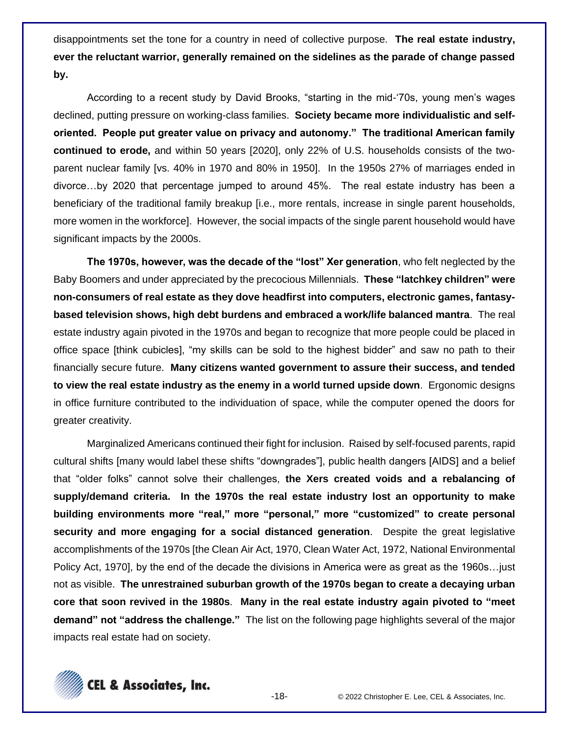disappointments set the tone for a country in need of collective purpose. **The real estate industry, ever the reluctant warrior, generally remained on the sidelines as the parade of change passed by.**

According to a recent study by David Brooks, "starting in the mid-'70s, young men's wages declined, putting pressure on working-class families. **Society became more individualistic and self-oriented. People put greater value on privacy and autonomy." The traditional American family continued to erode,** and within 50 years [2020], only 22% of U.S. households consists of the two-parent nuclear family [vs. 40% in 1970 and 80% in 1950]. In the 1950s 27% of marriages ended in divorce…by 2020 that percentage jumped to around 45%. The real estate industry has been a beneficiary of the traditional family breakup [i.e., more rentals, increase in single parent households, more women in the workforce]. However, the social impacts of the single parent household would have significant impacts by the 2000s.

**The 1970s, however, was the decade of the "lost" Xer generation**, who felt neglected by the Baby Boomers and under appreciated by the precocious Millennials. **These "latchkey children" were non-consumers of real estate as they dove headfirst into computers, electronic games, fantasy-based television shows, high debt burdens and embraced a work/life balanced mantra**. The real estate industry again pivoted in the 1970s and began to recognize that more people could be placed in office space [think cubicles], "my skills can be sold to the highest bidder" and saw no path to their financially secure future. **Many citizens wanted government to assure their success, and tended to view the real estate industry as the enemy in a world turned upside down**. Ergonomic designs in office furniture contributed to the individuation of space, while the computer opened the doors for greater creativity.

Marginalized Americans continued their fight for inclusion. Raised by self-focused parents, rapid cultural shifts [many would label these shifts "downgrades"], public health dangers [AIDS] and a belief that "older folks" cannot solve their challenges, **the Xers created voids and a rebalancing of supply/demand criteria. In the 1970s the real estate industry lost an opportunity to make building environments more "real," more "personal," more "customized" to create personal security and more engaging for a social distanced generation**. Despite the great legislative accomplishments of the 1970s [the Clean Air Act, 1970, Clean Water Act, 1972, National Environmental Policy Act, 1970], by the end of the decade the divisions in America were as great as the 1960s…just not as visible. **The unrestrained suburban growth of the 1970s began to create a decaying urban core that soon revived in the 1980s**. **Many in the real estate industry again pivoted to "meet demand" not "address the challenge."** The list on the following page highlights several of the major impacts real estate had on society.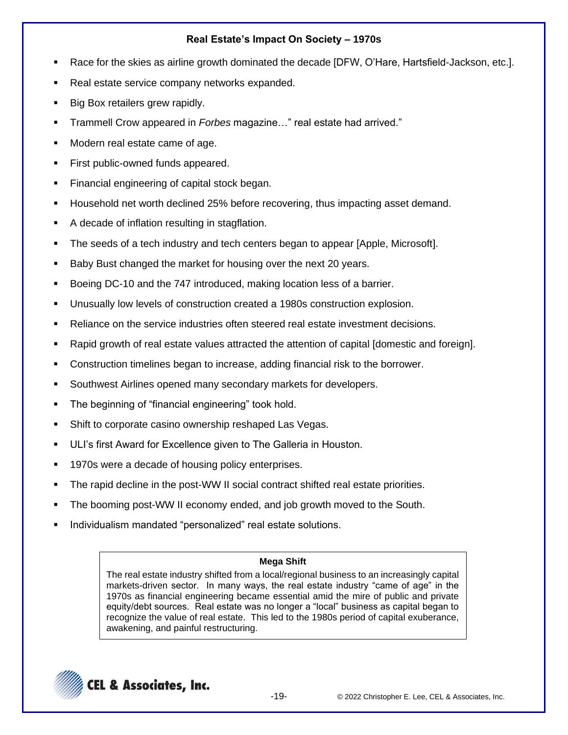## Real Estate's Impact On Society – 1970s

- Race for the skies as airline growth dominated the decade [DFW, O'Hare, Hartsfield-Jackson, etc.].
- Real estate service company networks expanded.
- Big Box retailers grew rapidly.
- Trammell Crow appeared in *Forbes* magazine…" real estate had arrived."
- Modern real estate came of age.
- First public-owned funds appeared.
- Financial engineering of capital stock began.
- Household net worth declined 25% before recovering, thus impacting asset demand.
- A decade of inflation resulting in stagflation.
- The seeds of a tech industry and tech centers began to appear [Apple, Microsoft].
- Baby Bust changed the market for housing over the next 20 years.
- Boeing DC-10 and the 747 introduced, making location less of a barrier.
- Unusually low levels of construction created a 1980s construction explosion.
- Reliance on the service industries often steered real estate investment decisions.
- Rapid growth of real estate values attracted the attention of capital [domestic and foreign].
- Construction timelines began to increase, adding financial risk to the borrower.
- Southwest Airlines opened many secondary markets for developers.
- The beginning of "financial engineering" took hold.
- Shift to corporate casino ownership reshaped Las Vegas.
- ULI's first Award for Excellence given to The Galleria in Houston.
- 1970s were a decade of housing policy enterprises.
- The rapid decline in the post-WW II social contract shifted real estate priorities.
- The booming post-WW II economy ended, and job growth moved to the South.
- Individualism mandated "personalized" real estate solutions.

**Mega Shift**

The real estate industry shifted from a local/regional business to an increasingly capital markets-driven sector. In many ways, the real estate industry "came of age" in the 1970s as financial engineering became essential amid the mire of public and private equity/debt sources. Real estate was no longer a "local" business as capital began to recognize the value of real estate. This led to the 1980s period of capital exuberance, awakening, and painful restructuring.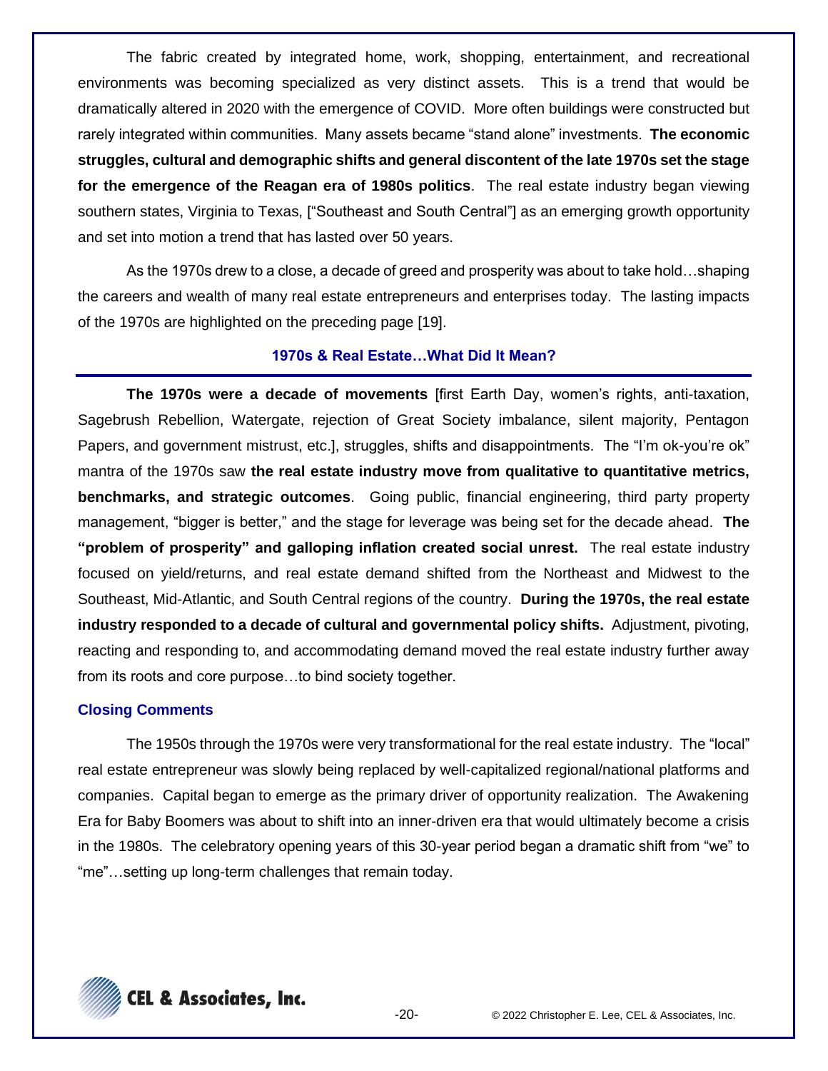The fabric created by integrated home, work, shopping, entertainment, and recreational environments was becoming specialized as very distinct assets. This is a trend that would be dramatically altered in 2020 with the emergence of COVID. More often buildings were constructed but rarely integrated within communities. Many assets became "stand alone" investments. **The economic struggles, cultural and demographic shifts and general discontent of the late 1970s set the stage for the emergence of the Reagan era of 1980s politics**. The real estate industry began viewing southern states, Virginia to Texas, ["Southeast and South Central"] as an emerging growth opportunity and set into motion a trend that has lasted over 50 years.

As the 1970s drew to a close, a decade of greed and prosperity was about to take hold…shaping the careers and wealth of many real estate entrepreneurs and enterprises today. The lasting impacts of the 1970s are highlighted on the preceding page [19].

## 1970s & Real Estate…What Did It Mean?

**The 1970s were a decade of movements** [first Earth Day, women's rights, anti-taxation, Sagebrush Rebellion, Watergate, rejection of Great Society imbalance, silent majority, Pentagon Papers, and government mistrust, etc.], struggles, shifts and disappointments. The "I'm ok-you're ok" mantra of the 1970s saw **the real estate industry move from qualitative to quantitative metrics, benchmarks, and strategic outcomes**. Going public, financial engineering, third party property management, "bigger is better," and the stage for leverage was being set for the decade ahead. **The "problem of prosperity" and galloping inflation created social unrest.** The real estate industry focused on yield/returns, and real estate demand shifted from the Northeast and Midwest to the Southeast, Mid-Atlantic, and South Central regions of the country. **During the 1970s, the real estate industry responded to a decade of cultural and governmental policy shifts.** Adjustment, pivoting, reacting and responding to, and accommodating demand moved the real estate industry further away from its roots and core purpose…to bind society together.

## Closing Comments

The 1950s through the 1970s were very transformational for the real estate industry. The "local" real estate entrepreneur was slowly being replaced by well-capitalized regional/national platforms and companies. Capital began to emerge as the primary driver of opportunity realization. The Awakening Era for Baby Boomers was about to shift into an inner-driven era that would ultimately become a crisis in the 1980s. The celebratory opening years of this 30-year period began a dramatic shift from "we" to "me"…setting up long-term challenges that remain today.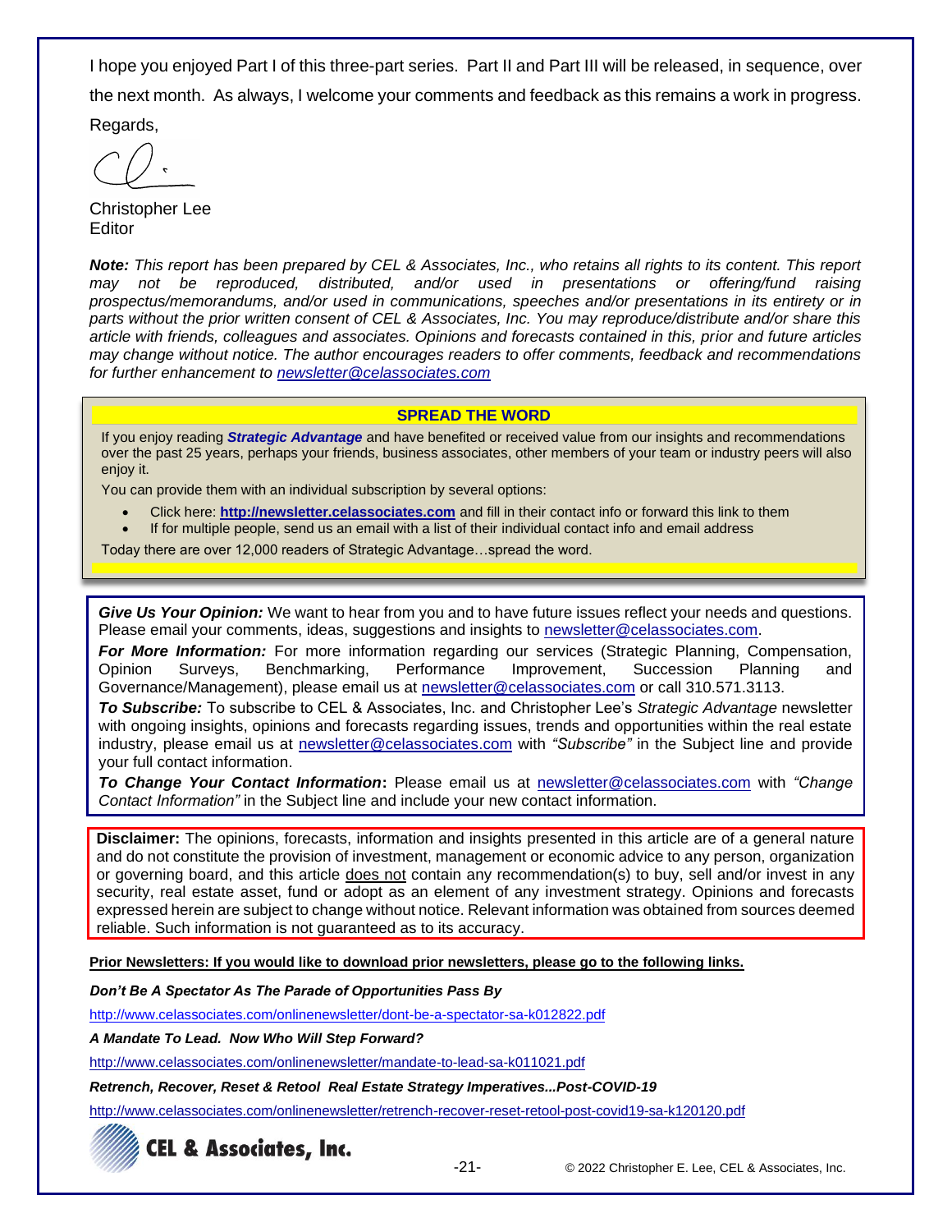I hope you enjoyed Part I of this three-part series. Part II and Part III will be released, in sequence, over the next month. As always, I welcome your comments and feedback as this remains a work in progress.

Regards,

Christopher Lee
Editor

***Note:*** *This report has been prepared by CEL & Associates, Inc., who retains all rights to its content. This report may not be reproduced, distributed, and/or used in presentations or offering/fund raising prospectus/memorandums, and/or used in communications, speeches and/or presentations in its entirety or in parts without the prior written consent of CEL & Associates, Inc. You may reproduce/distribute and/or share this article with friends, colleagues and associates. Opinions and forecasts contained in this, prior and future articles may change without notice. The author encourages readers to offer comments, feedback and recommendations for further enhancement to [newsletter@celassociates.com](mailto:newsletter@celassociates.com)*

**SPREAD THE WORD**

If you enjoy reading ***Strategic Advantage*** and have benefited or received value from our insights and recommendations over the past 25 years, perhaps your friends, business associates, other members of your team or industry peers will also enjoy it.

You can provide them with an individual subscription by several options:

- Click here: **http://newsletter.celassociates.com** and fill in their contact info or forward this link to them
- If for multiple people, send us an email with a list of their individual contact info and email address

Today there are over 12,000 readers of Strategic Advantage…spread the word.

***Give Us Your Opinion:*** We want to hear from you and to have future issues reflect your needs and questions. Please email your comments, ideas, suggestions and insights to newsletter@celassociates.com.

***For More Information:*** For more information regarding our services (Strategic Planning, Compensation, Opinion Surveys, Benchmarking, Performance Improvement, Succession Planning and Governance/Management), please email us at newsletter@celassociates.com or call 310.571.3113.

***To Subscribe:*** To subscribe to CEL & Associates, Inc. and Christopher Lee's *Strategic Advantage* newsletter with ongoing insights, opinions and forecasts regarding issues, trends and opportunities within the real estate industry, please email us at newsletter@celassociates.com with *"Subscribe"* in the Subject line and provide your full contact information.

***To Change Your Contact Information*****:** Please email us at newsletter@celassociates.com with *"Change Contact Information"* in the Subject line and include your new contact information.

**Disclaimer:** The opinions, forecasts, information and insights presented in this article are of a general nature and do not constitute the provision of investment, management or economic advice to any person, organization or governing board, and this article does not contain any recommendation(s) to buy, sell and/or invest in any security, real estate asset, fund or adopt as an element of any investment strategy. Opinions and forecasts expressed herein are subject to change without notice. Relevant information was obtained from sources deemed reliable. Such information is not guaranteed as to its accuracy.

**Prior Newsletters: If you would like to download prior newsletters, please go to the following links.**

***Don't Be A Spectator As The Parade of Opportunities Pass By***

http://www.celassociates.com/onlinenewsletter/dont-be-a-spectator-sa-k012822.pdf

***A Mandate To Lead. Now Who Will Step Forward?***

http://www.celassociates.com/onlinenewsletter/mandate-to-lead-sa-k011021.pdf

***Retrench, Recover, Reset & Retool Real Estate Strategy Imperatives...Post-COVID-19***

http://www.celassociates.com/onlinenewsletter/retrench-recover-reset-retool-post-covid19-sa-k120120.pdf

**CEL & Associates, Inc.**

© 2022 Christopher E. Lee, CEL & Associates, Inc.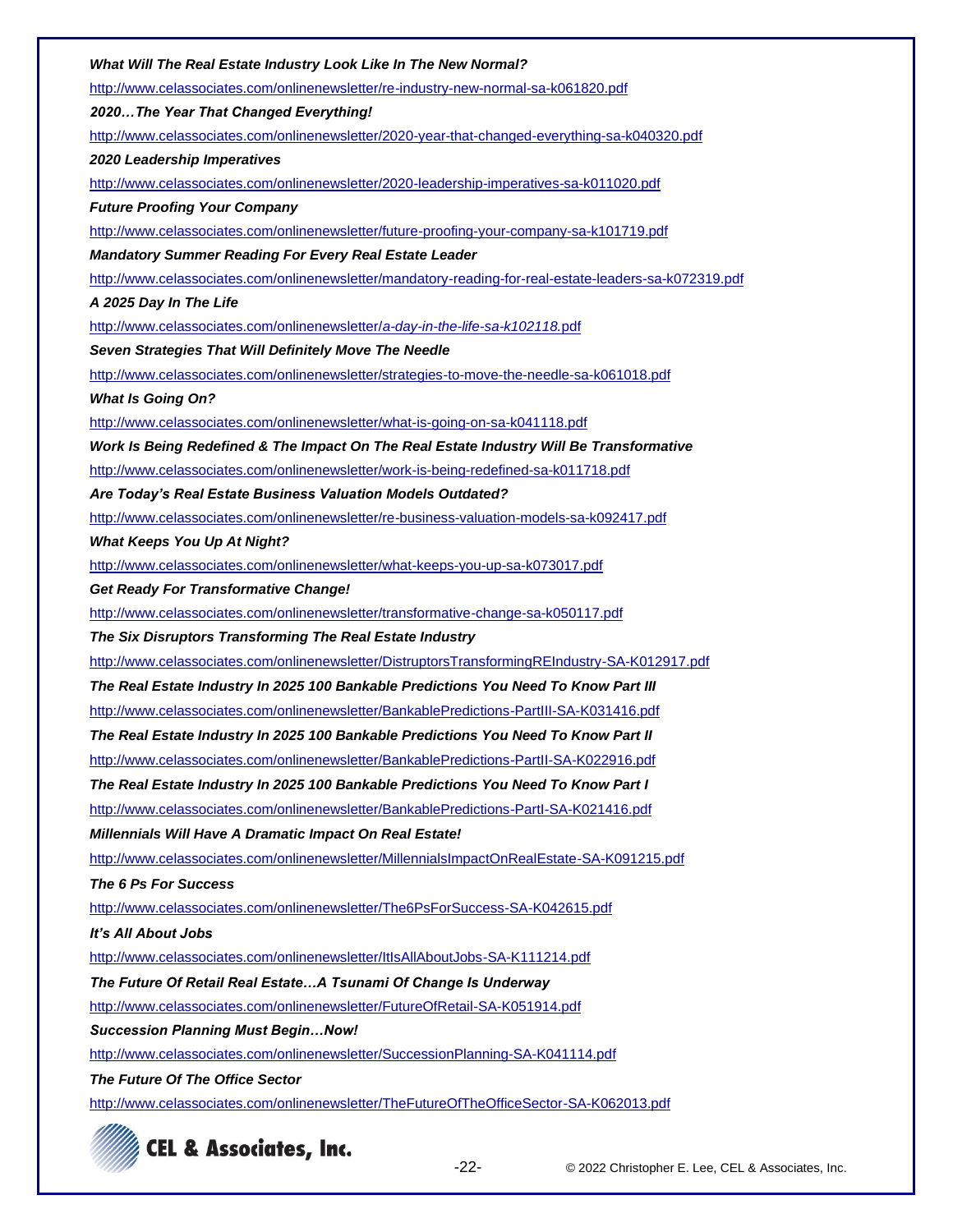***What Will The Real Estate Industry Look Like In The New Normal?***

http://www.celassociates.com/onlinenewsletter/re-industry-new-normal-sa-k061820.pdf

***2020…The Year That Changed Everything!***

http://www.celassociates.com/onlinenewsletter/2020-year-that-changed-everything-sa-k040320.pdf

***2020 Leadership Imperatives***

http://www.celassociates.com/onlinenewsletter/2020-leadership-imperatives-sa-k011020.pdf

***Future Proofing Your Company***

http://www.celassociates.com/onlinenewsletter/future-proofing-your-company-sa-k101719.pdf

***Mandatory Summer Reading For Every Real Estate Leader***

http://www.celassociates.com/onlinenewsletter/mandatory-reading-for-real-estate-leaders-sa-k072319.pdf

***A 2025 Day In The Life***

http://www.celassociates.com/onlinenewsletter/a-day-in-the-life-sa-k102118.pdf

***Seven Strategies That Will Definitely Move The Needle***

http://www.celassociates.com/onlinenewsletter/strategies-to-move-the-needle-sa-k061018.pdf

***What Is Going On?***

http://www.celassociates.com/onlinenewsletter/what-is-going-on-sa-k041118.pdf

***Work Is Being Redefined & The Impact On The Real Estate Industry Will Be Transformative***

http://www.celassociates.com/onlinenewsletter/work-is-being-redefined-sa-k011718.pdf

***Are Today's Real Estate Business Valuation Models Outdated?***

http://www.celassociates.com/onlinenewsletter/re-business-valuation-models-sa-k092417.pdf

***What Keeps You Up At Night?***

http://www.celassociates.com/onlinenewsletter/what-keeps-you-up-sa-k073017.pdf

***Get Ready For Transformative Change!***

http://www.celassociates.com/onlinenewsletter/transformative-change-sa-k050117.pdf

***The Six Disruptors Transforming The Real Estate Industry***

http://www.celassociates.com/onlinenewsletter/DistruptorsTransformingREIndustry-SA-K012917.pdf

***The Real Estate Industry In 2025 100 Bankable Predictions You Need To Know Part III***

http://www.celassociates.com/onlinenewsletter/BankablePredictions-PartIII-SA-K031416.pdf

***The Real Estate Industry In 2025 100 Bankable Predictions You Need To Know Part II***

http://www.celassociates.com/onlinenewsletter/BankablePredictions-PartII-SA-K022916.pdf

***The Real Estate Industry In 2025 100 Bankable Predictions You Need To Know Part I***

http://www.celassociates.com/onlinenewsletter/BankablePredictions-PartI-SA-K021416.pdf

***Millennials Will Have A Dramatic Impact On Real Estate!***

http://www.celassociates.com/onlinenewsletter/MillennialsImpactOnRealEstate-SA-K091215.pdf

***The 6 Ps For Success***

http://www.celassociates.com/onlinenewsletter/The6PsForSuccess-SA-K042615.pdf

***It's All About Jobs***

http://www.celassociates.com/onlinenewsletter/ItIsAllAboutJobs-SA-K111214.pdf

***The Future Of Retail Real Estate…A Tsunami Of Change Is Underway***

http://www.celassociates.com/onlinenewsletter/FutureOfRetail-SA-K051914.pdf

***Succession Planning Must Begin…Now!***

http://www.celassociates.com/onlinenewsletter/SuccessionPlanning-SA-K041114.pdf

***The Future Of The Office Sector***

http://www.celassociates.com/onlinenewsletter/TheFutureOfTheOfficeSector-SA-K062013.pdf

CEL & Associates, Inc.

© 2022 Christopher E. Lee, CEL & Associates, Inc.